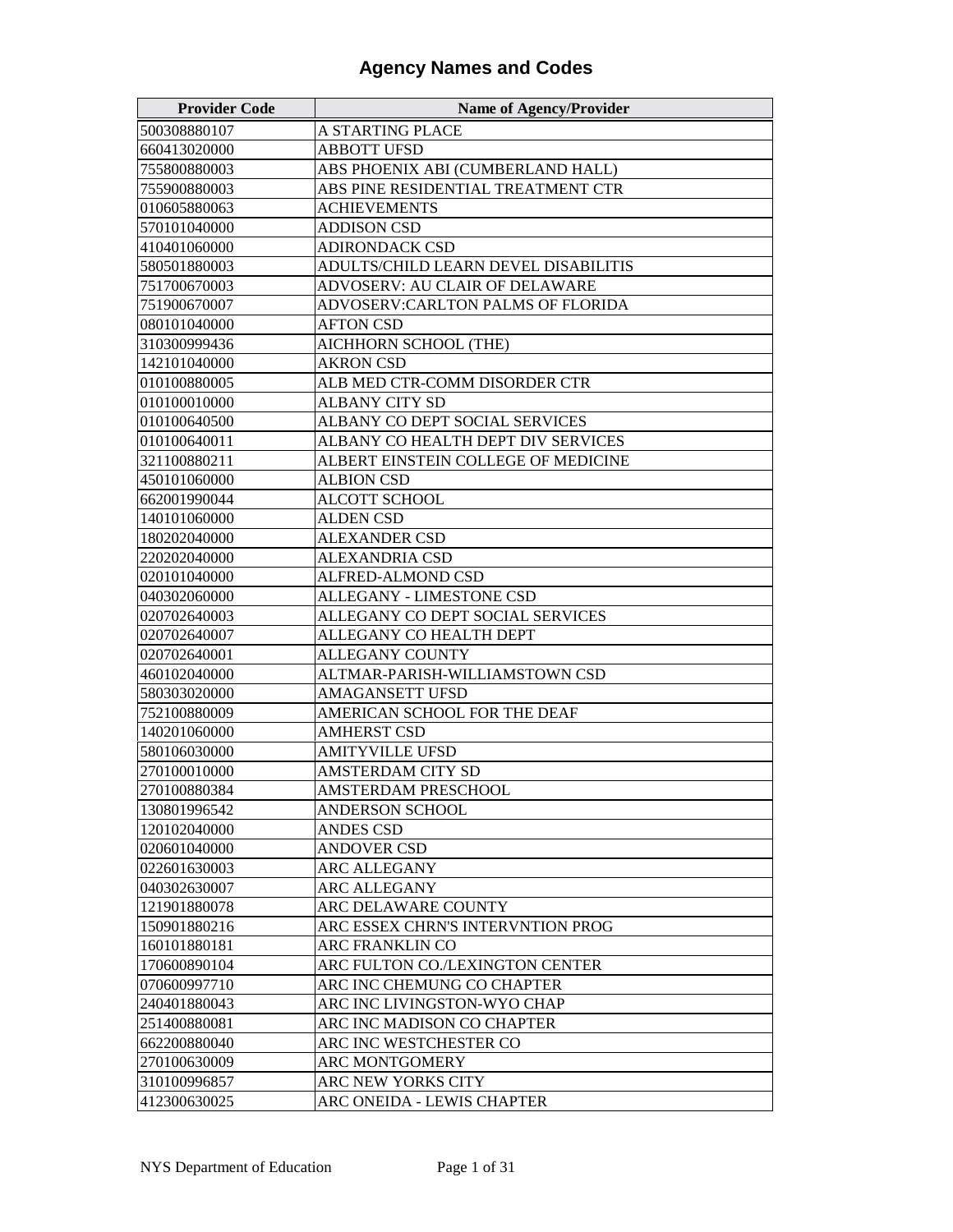# Agency Names and Codes

| Provider Code | Name of Agency/Provider |
|---|---|
| 500308880107 | A STARTING PLACE |
| 660413020000 | ABBOTT UFSD |
| 755800880003 | ABS PHOENIX ABI (CUMBERLAND HALL) |
| 755900880003 | ABS PINE RESIDENTIAL TREATMENT CTR |
| 010605880063 | ACHIEVEMENTS |
| 570101040000 | ADDISON CSD |
| 410401060000 | ADIRONDACK CSD |
| 580501880003 | ADULTS/CHILD LEARN DEVEL DISABILITIS |
| 751700670003 | ADVOSERV: AU CLAIR OF DELAWARE |
| 751900670007 | ADVOSERV:CARLTON PALMS OF FLORIDA |
| 080101040000 | AFTON CSD |
| 310300999436 | AICHHORN SCHOOL (THE) |
| 142101040000 | AKRON CSD |
| 010100880005 | ALB MED CTR-COMM DISORDER CTR |
| 010100010000 | ALBANY CITY SD |
| 010100640500 | ALBANY CO DEPT SOCIAL SERVICES |
| 010100640011 | ALBANY CO HEALTH DEPT DIV SERVICES |
| 321100880211 | ALBERT EINSTEIN COLLEGE OF MEDICINE |
| 450101060000 | ALBION CSD |
| 662001990044 | ALCOTT SCHOOL |
| 140101060000 | ALDEN CSD |
| 180202040000 | ALEXANDER CSD |
| 220202040000 | ALEXANDRIA CSD |
| 020101040000 | ALFRED-ALMOND CSD |
| 040302060000 | ALLEGANY - LIMESTONE CSD |
| 020702640003 | ALLEGANY CO DEPT SOCIAL SERVICES |
| 020702640007 | ALLEGANY CO HEALTH DEPT |
| 020702640001 | ALLEGANY COUNTY |
| 460102040000 | ALTMAR-PARISH-WILLIAMSTOWN CSD |
| 580303020000 | AMAGANSETT UFSD |
| 752100880009 | AMERICAN SCHOOL FOR THE DEAF |
| 140201060000 | AMHERST CSD |
| 580106030000 | AMITYVILLE UFSD |
| 270100010000 | AMSTERDAM CITY SD |
| 270100880384 | AMSTERDAM PRESCHOOL |
| 130801996542 | ANDERSON SCHOOL |
| 120102040000 | ANDES CSD |
| 020601040000 | ANDOVER CSD |
| 022601630003 | ARC ALLEGANY |
| 040302630007 | ARC ALLEGANY |
| 121901880078 | ARC DELAWARE COUNTY |
| 150901880216 | ARC ESSEX CHRN'S INTERVNTION PROG |
| 160101880181 | ARC FRANKLIN CO |
| 170600890104 | ARC FULTON CO./LEXINGTON CENTER |
| 070600997710 | ARC INC CHEMUNG CO CHAPTER |
| 240401880043 | ARC INC LIVINGSTON-WYO CHAP |
| 251400880081 | ARC INC MADISON CO CHAPTER |
| 662200880040 | ARC INC WESTCHESTER CO |
| 270100630009 | ARC MONTGOMERY |
| 310100996857 | ARC NEW YORKS CITY |
| 412300630025 | ARC ONEIDA - LEWIS CHAPTER |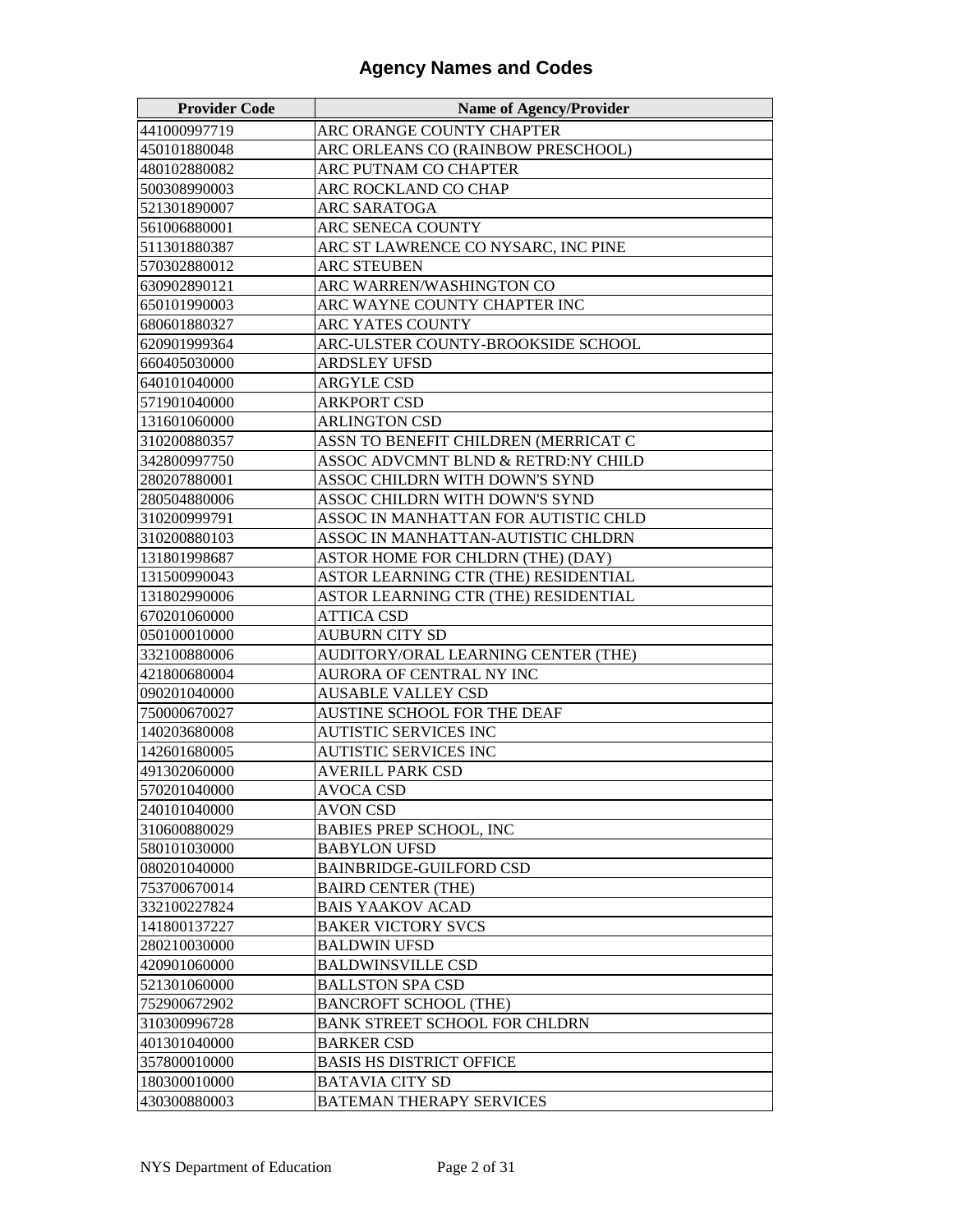# Agency Names and Codes

| Provider Code | Name of Agency/Provider |
|---|---|
| 441000997719 | ARC ORANGE COUNTY CHAPTER |
| 450101880048 | ARC ORLEANS CO (RAINBOW PRESCHOOL) |
| 480102880082 | ARC PUTNAM CO CHAPTER |
| 500308990003 | ARC ROCKLAND CO CHAP |
| 521301890007 | ARC SARATOGA |
| 561006880001 | ARC SENECA COUNTY |
| 511301880387 | ARC ST LAWRENCE CO NYSARC, INC PINE |
| 570302880012 | ARC STEUBEN |
| 630902890121 | ARC WARREN/WASHINGTON CO |
| 650101990003 | ARC WAYNE COUNTY CHAPTER INC |
| 680601880327 | ARC YATES COUNTY |
| 620901999364 | ARC-ULSTER COUNTY-BROOKSIDE SCHOOL |
| 660405030000 | ARDSLEY UFSD |
| 640101040000 | ARGYLE CSD |
| 571901040000 | ARKPORT CSD |
| 131601060000 | ARLINGTON CSD |
| 310200880357 | ASSN TO BENEFIT CHILDREN (MERRICAT C |
| 342800997750 | ASSOC ADVCMNT BLND & RETRD:NY CHILD |
| 280207880001 | ASSOC CHILDRN WITH DOWN'S SYND |
| 280504880006 | ASSOC CHILDRN WITH DOWN'S SYND |
| 310200999791 | ASSOC IN MANHATTAN FOR AUTISTIC CHLD |
| 310200880103 | ASSOC IN MANHATTAN-AUTISTIC CHLDRN |
| 131801998687 | ASTOR HOME FOR CHLDRN (THE) (DAY) |
| 131500990043 | ASTOR LEARNING CTR (THE) RESIDENTIAL |
| 131802990006 | ASTOR LEARNING CTR (THE) RESIDENTIAL |
| 670201060000 | ATTICA CSD |
| 050100010000 | AUBURN CITY SD |
| 332100880006 | AUDITORY/ORAL LEARNING CENTER (THE) |
| 421800680004 | AURORA OF CENTRAL NY INC |
| 090201040000 | AUSABLE VALLEY CSD |
| 750000670027 | AUSTINE SCHOOL FOR THE DEAF |
| 140203680008 | AUTISTIC SERVICES INC |
| 142601680005 | AUTISTIC SERVICES INC |
| 491302060000 | AVERILL PARK CSD |
| 570201040000 | AVOCA CSD |
| 240101040000 | AVON CSD |
| 310600880029 | BABIES PREP SCHOOL, INC |
| 580101030000 | BABYLON UFSD |
| 080201040000 | BAINBRIDGE-GUILFORD CSD |
| 753700670014 | BAIRD CENTER (THE) |
| 332100227824 | BAIS YAAKOV ACAD |
| 141800137227 | BAKER VICTORY SVCS |
| 280210030000 | BALDWIN UFSD |
| 420901060000 | BALDWINSVILLE CSD |
| 521301060000 | BALLSTON SPA CSD |
| 752900672902 | BANCROFT SCHOOL (THE) |
| 310300996728 | BANK STREET SCHOOL FOR CHLDRN |
| 401301040000 | BARKER CSD |
| 357800010000 | BASIS HS DISTRICT OFFICE |
| 180300010000 | BATAVIA CITY SD |
| 430300880003 | BATEMAN THERAPY SERVICES |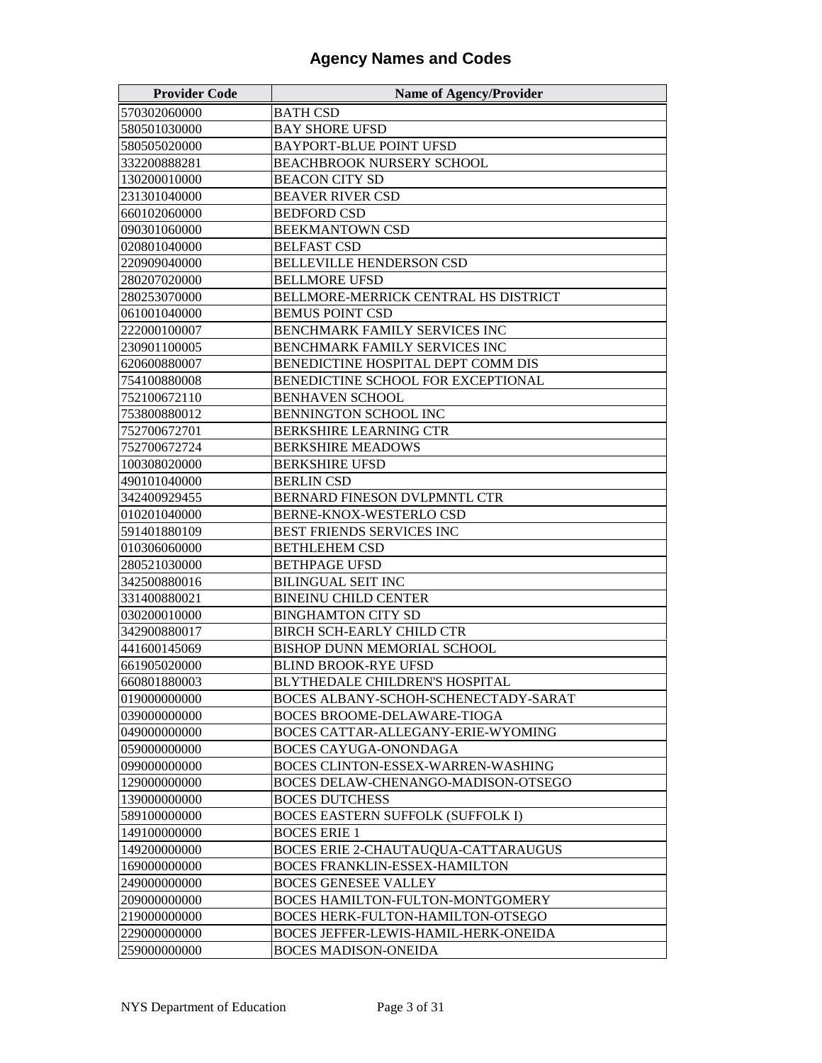## Agency Names and Codes

| Provider Code | Name of Agency/Provider |
|---|---|
| 570302060000 | BATH CSD |
| 580501030000 | BAY SHORE UFSD |
| 580505020000 | BAYPORT-BLUE POINT UFSD |
| 332200888281 | BEACHBROOK NURSERY SCHOOL |
| 130200010000 | BEACON CITY SD |
| 231301040000 | BEAVER RIVER CSD |
| 660102060000 | BEDFORD CSD |
| 090301060000 | BEEKMANTOWN CSD |
| 020801040000 | BELFAST CSD |
| 220909040000 | BELLEVILLE HENDERSON CSD |
| 280207020000 | BELLMORE UFSD |
| 280253070000 | BELLMORE-MERRICK CENTRAL HS DISTRICT |
| 061001040000 | BEMUS POINT CSD |
| 222000100007 | BENCHMARK FAMILY SERVICES INC |
| 230901100005 | BENCHMARK FAMILY SERVICES INC |
| 620600880007 | BENEDICTINE HOSPITAL DEPT COMM DIS |
| 754100880008 | BENEDICTINE SCHOOL FOR EXCEPTIONAL |
| 752100672110 | BENHAVEN SCHOOL |
| 753800880012 | BENNINGTON SCHOOL INC |
| 752700672701 | BERKSHIRE LEARNING CTR |
| 752700672724 | BERKSHIRE MEADOWS |
| 100308020000 | BERKSHIRE UFSD |
| 490101040000 | BERLIN CSD |
| 342400929455 | BERNARD FINESON DVLPMNTL CTR |
| 010201040000 | BERNE-KNOX-WESTERLO CSD |
| 591401880109 | BEST FRIENDS SERVICES INC |
| 010306060000 | BETHLEHEM CSD |
| 280521030000 | BETHPAGE UFSD |
| 342500880016 | BILINGUAL SEIT INC |
| 331400880021 | BINEINU CHILD CENTER |
| 030200010000 | BINGHAMTON CITY SD |
| 342900880017 | BIRCH SCH-EARLY CHILD CTR |
| 441600145069 | BISHOP DUNN MEMORIAL SCHOOL |
| 661905020000 | BLIND BROOK-RYE UFSD |
| 660801880003 | BLYTHEDALE CHILDREN'S HOSPITAL |
| 019000000000 | BOCES ALBANY-SCHOH-SCHENECTADY-SARAT |
| 039000000000 | BOCES BROOME-DELAWARE-TIOGA |
| 049000000000 | BOCES CATTAR-ALLEGANY-ERIE-WYOMING |
| 059000000000 | BOCES CAYUGA-ONONDAGA |
| 099000000000 | BOCES CLINTON-ESSEX-WARREN-WASHING |
| 129000000000 | BOCES DELAW-CHENANGO-MADISON-OTSEGO |
| 139000000000 | BOCES DUTCHESS |
| 589100000000 | BOCES EASTERN SUFFOLK (SUFFOLK I) |
| 149100000000 | BOCES ERIE 1 |
| 149200000000 | BOCES ERIE 2-CHAUTAUQUA-CATTARAUGUS |
| 169000000000 | BOCES FRANKLIN-ESSEX-HAMILTON |
| 249000000000 | BOCES GENESEE VALLEY |
| 209000000000 | BOCES HAMILTON-FULTON-MONTGOMERY |
| 219000000000 | BOCES HERK-FULTON-HAMILTON-OTSEGO |
| 229000000000 | BOCES JEFFER-LEWIS-HAMIL-HERK-ONEIDA |
| 259000000000 | BOCES MADISON-ONEIDA |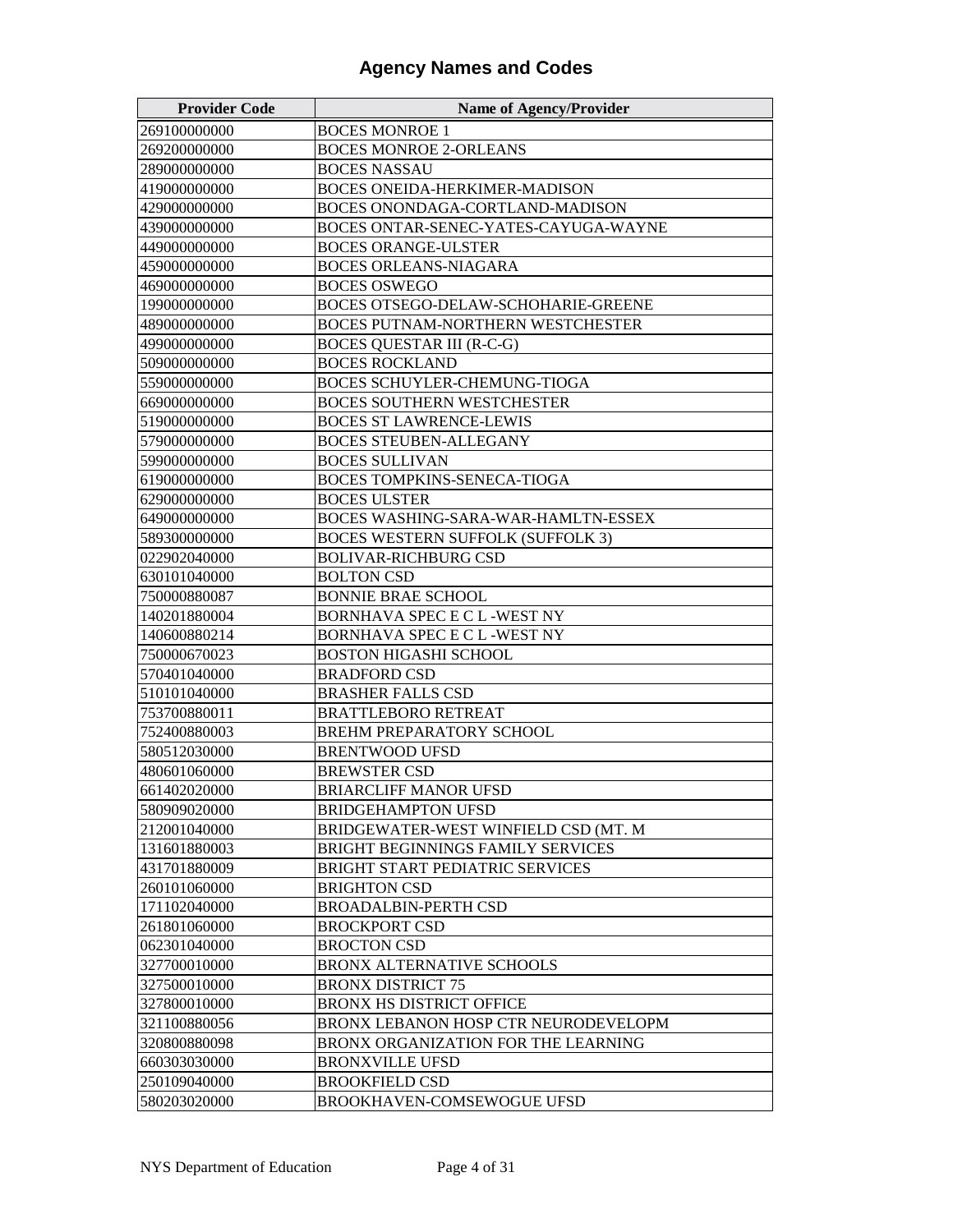# Agency Names and Codes

| Provider Code | Name of Agency/Provider |
|---|---|
| 269100000000 | BOCES MONROE 1 |
| 269200000000 | BOCES MONROE 2-ORLEANS |
| 289000000000 | BOCES NASSAU |
| 419000000000 | BOCES ONEIDA-HERKIMER-MADISON |
| 429000000000 | BOCES ONONDAGA-CORTLAND-MADISON |
| 439000000000 | BOCES ONTAR-SENEC-YATES-CAYUGA-WAYNE |
| 449000000000 | BOCES ORANGE-ULSTER |
| 459000000000 | BOCES ORLEANS-NIAGARA |
| 469000000000 | BOCES OSWEGO |
| 199000000000 | BOCES OTSEGO-DELAW-SCHOHARIE-GREENE |
| 489000000000 | BOCES PUTNAM-NORTHERN WESTCHESTER |
| 499000000000 | BOCES QUESTAR III (R-C-G) |
| 509000000000 | BOCES ROCKLAND |
| 559000000000 | BOCES SCHUYLER-CHEMUNG-TIOGA |
| 669000000000 | BOCES SOUTHERN WESTCHESTER |
| 519000000000 | BOCES ST LAWRENCE-LEWIS |
| 579000000000 | BOCES STEUBEN-ALLEGANY |
| 599000000000 | BOCES SULLIVAN |
| 619000000000 | BOCES TOMPKINS-SENECA-TIOGA |
| 629000000000 | BOCES ULSTER |
| 649000000000 | BOCES WASHING-SARA-WAR-HAMLTN-ESSEX |
| 589300000000 | BOCES WESTERN SUFFOLK (SUFFOLK 3) |
| 022902040000 | BOLIVAR-RICHBURG CSD |
| 630101040000 | BOLTON CSD |
| 750000880087 | BONNIE BRAE SCHOOL |
| 140201880004 | BORNHAVA SPEC E C L -WEST NY |
| 140600880214 | BORNHAVA SPEC E C L -WEST NY |
| 750000670023 | BOSTON HIGASHI SCHOOL |
| 570401040000 | BRADFORD CSD |
| 510101040000 | BRASHER FALLS CSD |
| 753700880011 | BRATTLEBORO RETREAT |
| 752400880003 | BREHM PREPARATORY SCHOOL |
| 580512030000 | BRENTWOOD UFSD |
| 480601060000 | BREWSTER CSD |
| 661402020000 | BRIARCLIFF MANOR UFSD |
| 580909020000 | BRIDGEHAMPTON UFSD |
| 212001040000 | BRIDGEWATER-WEST WINFIELD CSD (MT. M |
| 131601880003 | BRIGHT BEGINNINGS FAMILY SERVICES |
| 431701880009 | BRIGHT START PEDIATRIC SERVICES |
| 260101060000 | BRIGHTON CSD |
| 171102040000 | BROADALBIN-PERTH CSD |
| 261801060000 | BROCKPORT CSD |
| 062301040000 | BROCTON CSD |
| 327700010000 | BRONX ALTERNATIVE SCHOOLS |
| 327500010000 | BRONX DISTRICT 75 |
| 327800010000 | BRONX HS DISTRICT OFFICE |
| 321100880056 | BRONX LEBANON HOSP CTR NEURODEVELOPM |
| 320800880098 | BRONX ORGANIZATION FOR THE LEARNING |
| 660303030000 | BRONXVILLE UFSD |
| 250109040000 | BROOKFIELD CSD |
| 580203020000 | BROOKHAVEN-COMSEWOGUE UFSD |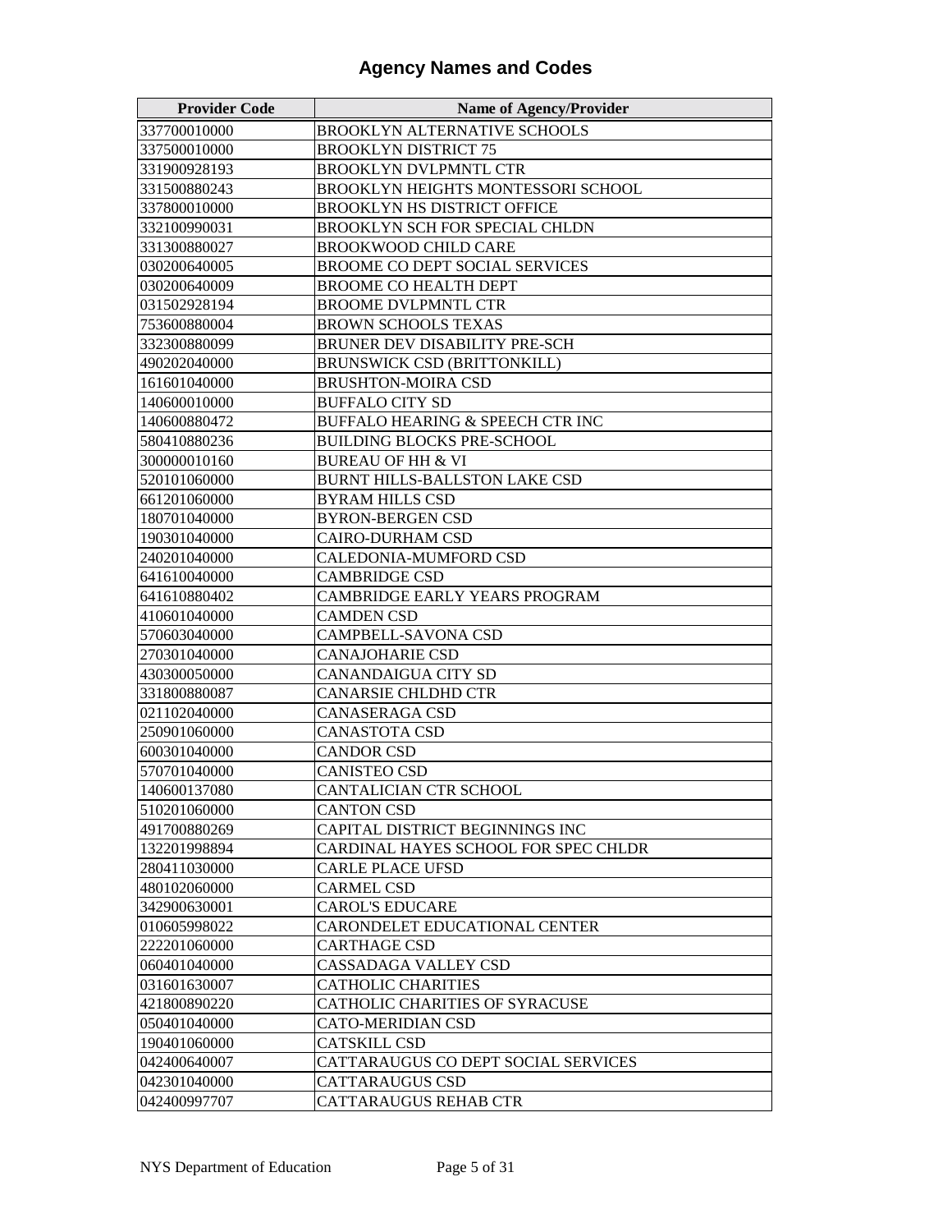# Agency Names and Codes

| Provider Code | Name of Agency/Provider |
|---|---|
| 337700010000 | BROOKLYN ALTERNATIVE SCHOOLS |
| 337500010000 | BROOKLYN DISTRICT 75 |
| 331900928193 | BROOKLYN DVLPMNTL CTR |
| 331500880243 | BROOKLYN HEIGHTS MONTESSORI SCHOOL |
| 337800010000 | BROOKLYN HS DISTRICT OFFICE |
| 332100990031 | BROOKLYN SCH FOR SPECIAL CHLDN |
| 331300880027 | BROOKWOOD CHILD CARE |
| 030200640005 | BROOME CO DEPT SOCIAL SERVICES |
| 030200640009 | BROOME CO HEALTH DEPT |
| 031502928194 | BROOME DVLPMNTL CTR |
| 753600880004 | BROWN SCHOOLS TEXAS |
| 332300880099 | BRUNER DEV DISABILITY PRE-SCH |
| 490202040000 | BRUNSWICK CSD (BRITTONKILL) |
| 161601040000 | BRUSHTON-MOIRA CSD |
| 140600010000 | BUFFALO CITY SD |
| 140600880472 | BUFFALO HEARING & SPEECH CTR INC |
| 580410880236 | BUILDING BLOCKS PRE-SCHOOL |
| 300000010160 | BUREAU OF HH & VI |
| 520101060000 | BURNT HILLS-BALLSTON LAKE CSD |
| 661201060000 | BYRAM HILLS CSD |
| 180701040000 | BYRON-BERGEN CSD |
| 190301040000 | CAIRO-DURHAM CSD |
| 240201040000 | CALEDONIA-MUMFORD CSD |
| 641610040000 | CAMBRIDGE CSD |
| 641610880402 | CAMBRIDGE EARLY YEARS PROGRAM |
| 410601040000 | CAMDEN CSD |
| 570603040000 | CAMPBELL-SAVONA CSD |
| 270301040000 | CANAJOHARIE CSD |
| 430300050000 | CANANDAIGUA CITY SD |
| 331800880087 | CANARSIE CHLDHD CTR |
| 021102040000 | CANASERAGA CSD |
| 250901060000 | CANASTOTA CSD |
| 600301040000 | CANDOR CSD |
| 570701040000 | CANISTEO CSD |
| 140600137080 | CANTALICIAN CTR SCHOOL |
| 510201060000 | CANTON CSD |
| 491700880269 | CAPITAL DISTRICT BEGINNINGS INC |
| 132201998894 | CARDINAL HAYES SCHOOL FOR SPEC CHLDR |
| 280411030000 | CARLE PLACE UFSD |
| 480102060000 | CARMEL CSD |
| 342900630001 | CAROL'S EDUCARE |
| 010605998022 | CARONDELET EDUCATIONAL CENTER |
| 222201060000 | CARTHAGE CSD |
| 060401040000 | CASSADAGA VALLEY CSD |
| 031601630007 | CATHOLIC CHARITIES |
| 421800890220 | CATHOLIC CHARITIES OF SYRACUSE |
| 050401040000 | CATO-MERIDIAN CSD |
| 190401060000 | CATSKILL CSD |
| 042400640007 | CATTARAUGUS CO DEPT SOCIAL SERVICES |
| 042301040000 | CATTARAUGUS CSD |
| 042400997707 | CATTARAUGUS REHAB CTR |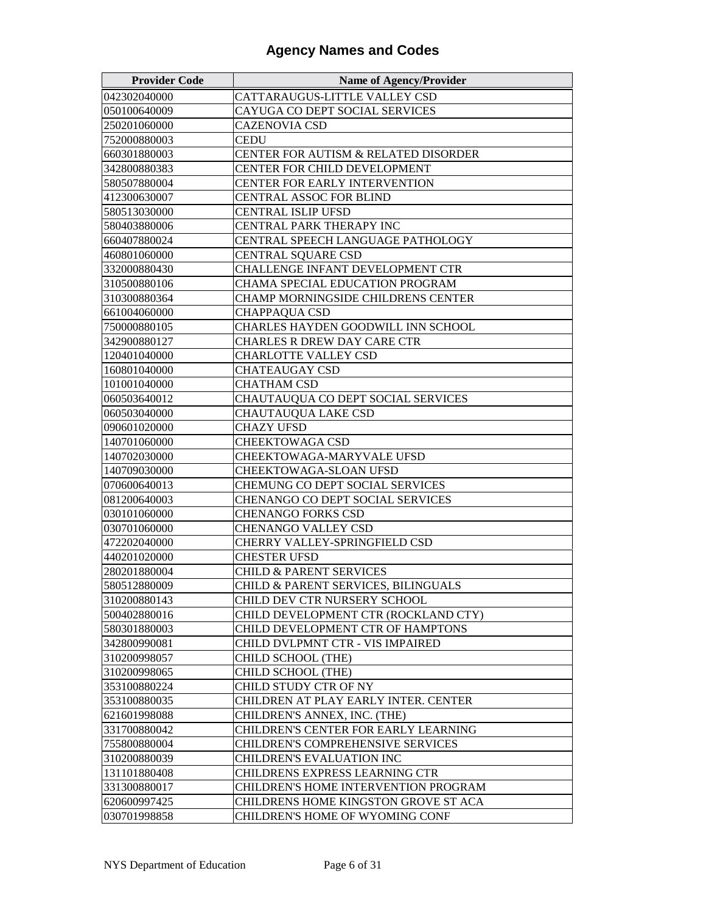# Agency Names and Codes

| Provider Code | Name of Agency/Provider |
|---|---|
| 042302040000 | CATTARAUGUS-LITTLE VALLEY CSD |
| 050100640009 | CAYUGA CO DEPT SOCIAL SERVICES |
| 250201060000 | CAZENOVIA CSD |
| 752000880003 | CEDU |
| 660301880003 | CENTER FOR AUTISM & RELATED DISORDER |
| 342800880383 | CENTER FOR CHILD DEVELOPMENT |
| 580507880004 | CENTER FOR EARLY INTERVENTION |
| 412300630007 | CENTRAL ASSOC FOR BLIND |
| 580513030000 | CENTRAL ISLIP UFSD |
| 580403880006 | CENTRAL PARK THERAPY INC |
| 660407880024 | CENTRAL SPEECH LANGUAGE PATHOLOGY |
| 460801060000 | CENTRAL SQUARE CSD |
| 332000880430 | CHALLENGE INFANT DEVELOPMENT CTR |
| 310500880106 | CHAMA SPECIAL EDUCATION PROGRAM |
| 310300880364 | CHAMP MORNINGSIDE CHILDRENS CENTER |
| 661004060000 | CHAPPAQUA CSD |
| 750000880105 | CHARLES HAYDEN GOODWILL INN SCHOOL |
| 342900880127 | CHARLES R DREW DAY CARE CTR |
| 120401040000 | CHARLOTTE VALLEY CSD |
| 160801040000 | CHATEAUGAY CSD |
| 101001040000 | CHATHAM CSD |
| 060503640012 | CHAUTAUQUA CO DEPT SOCIAL SERVICES |
| 060503040000 | CHAUTAUQUA LAKE CSD |
| 090601020000 | CHAZY UFSD |
| 140701060000 | CHEEKTOWAGA CSD |
| 140702030000 | CHEEKTOWAGA-MARYVALE UFSD |
| 140709030000 | CHEEKTOWAGA-SLOAN UFSD |
| 070600640013 | CHEMUNG CO DEPT SOCIAL SERVICES |
| 081200640003 | CHENANGO CO DEPT SOCIAL SERVICES |
| 030101060000 | CHENANGO FORKS CSD |
| 030701060000 | CHENANGO VALLEY CSD |
| 472202040000 | CHERRY VALLEY-SPRINGFIELD CSD |
| 440201020000 | CHESTER UFSD |
| 280201880004 | CHILD & PARENT SERVICES |
| 580512880009 | CHILD & PARENT SERVICES, BILINGUALS |
| 310200880143 | CHILD DEV CTR NURSERY SCHOOL |
| 500402880016 | CHILD DEVELOPMENT CTR (ROCKLAND CTY) |
| 580301880003 | CHILD DEVELOPMENT CTR OF HAMPTONS |
| 342800990081 | CHILD DVLPMNT CTR - VIS IMPAIRED |
| 310200998057 | CHILD SCHOOL (THE) |
| 310200998065 | CHILD SCHOOL (THE) |
| 353100880224 | CHILD STUDY CTR OF NY |
| 353100880035 | CHILDREN AT PLAY EARLY INTER. CENTER |
| 621601998088 | CHILDREN'S ANNEX, INC. (THE) |
| 331700880042 | CHILDREN'S CENTER FOR EARLY LEARNING |
| 755800880004 | CHILDREN'S COMPREHENSIVE SERVICES |
| 310200880039 | CHILDREN'S EVALUATION INC |
| 131101880408 | CHILDRENS EXPRESS LEARNING CTR |
| 331300880017 | CHILDREN'S HOME INTERVENTION PROGRAM |
| 620600997425 | CHILDRENS HOME KINGSTON GROVE ST ACA |
| 030701998858 | CHILDREN'S HOME OF WYOMING CONF |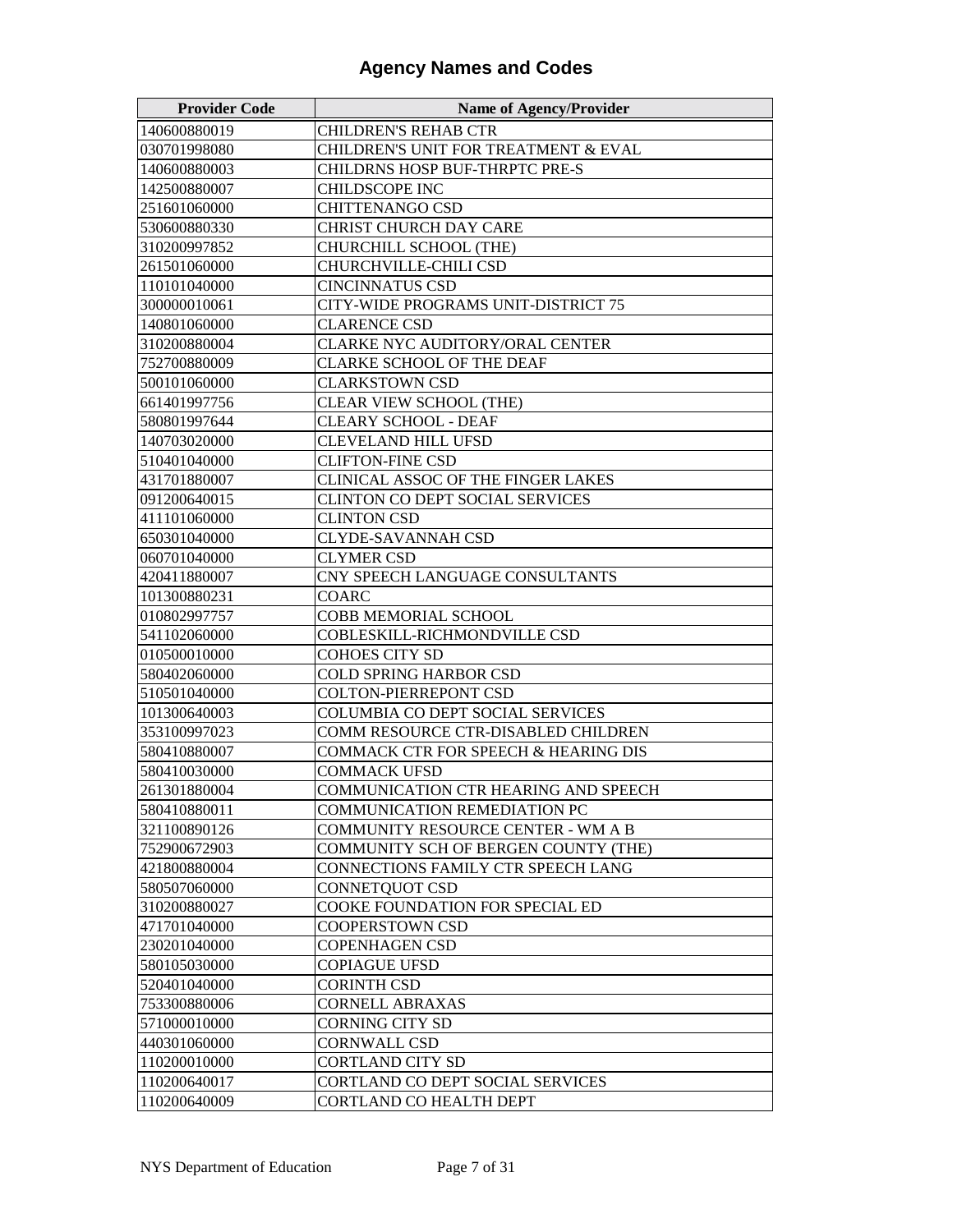# Agency Names and Codes

| Provider Code | Name of Agency/Provider |
|---|---|
| 140600880019 | CHILDREN'S REHAB CTR |
| 030701998080 | CHILDREN'S UNIT FOR TREATMENT & EVAL |
| 140600880003 | CHILDRNS HOSP BUF-THRPTC PRE-S |
| 142500880007 | CHILDSCOPE INC |
| 251601060000 | CHITTENANGO CSD |
| 530600880330 | CHRIST CHURCH DAY CARE |
| 310200997852 | CHURCHILL SCHOOL (THE) |
| 261501060000 | CHURCHVILLE-CHILI CSD |
| 110101040000 | CINCINNATUS CSD |
| 300000010061 | CITY-WIDE PROGRAMS UNIT-DISTRICT 75 |
| 140801060000 | CLARENCE CSD |
| 310200880004 | CLARKE NYC AUDITORY/ORAL CENTER |
| 752700880009 | CLARKE SCHOOL OF THE DEAF |
| 500101060000 | CLARKSTOWN CSD |
| 661401997756 | CLEAR VIEW SCHOOL (THE) |
| 580801997644 | CLEARY SCHOOL - DEAF |
| 140703020000 | CLEVELAND HILL UFSD |
| 510401040000 | CLIFTON-FINE CSD |
| 431701880007 | CLINICAL ASSOC OF THE FINGER LAKES |
| 091200640015 | CLINTON CO DEPT SOCIAL SERVICES |
| 411101060000 | CLINTON CSD |
| 650301040000 | CLYDE-SAVANNAH CSD |
| 060701040000 | CLYMER CSD |
| 420411880007 | CNY SPEECH LANGUAGE CONSULTANTS |
| 101300880231 | COARC |
| 010802997757 | COBB MEMORIAL SCHOOL |
| 541102060000 | COBLESKILL-RICHMONDVILLE CSD |
| 010500010000 | COHOES CITY SD |
| 580402060000 | COLD SPRING HARBOR CSD |
| 510501040000 | COLTON-PIERREPONT CSD |
| 101300640003 | COLUMBIA CO DEPT SOCIAL SERVICES |
| 353100997023 | COMM RESOURCE CTR-DISABLED CHILDREN |
| 580410880007 | COMMACK CTR FOR SPEECH & HEARING DIS |
| 580410030000 | COMMACK UFSD |
| 261301880004 | COMMUNICATION CTR HEARING AND SPEECH |
| 580410880011 | COMMUNICATION REMEDIATION PC |
| 321100890126 | COMMUNITY RESOURCE CENTER - WM A B |
| 752900672903 | COMMUNITY SCH OF BERGEN COUNTY (THE) |
| 421800880004 | CONNECTIONS FAMILY CTR SPEECH LANG |
| 580507060000 | CONNETQUOT CSD |
| 310200880027 | COOKE FOUNDATION FOR SPECIAL ED |
| 471701040000 | COOPERSTOWN CSD |
| 230201040000 | COPENHAGEN CSD |
| 580105030000 | COPIAGUE UFSD |
| 520401040000 | CORINTH CSD |
| 753300880006 | CORNELL ABRAXAS |
| 571000010000 | CORNING CITY SD |
| 440301060000 | CORNWALL CSD |
| 110200010000 | CORTLAND CITY SD |
| 110200640017 | CORTLAND CO DEPT SOCIAL SERVICES |
| 110200640009 | CORTLAND CO HEALTH DEPT |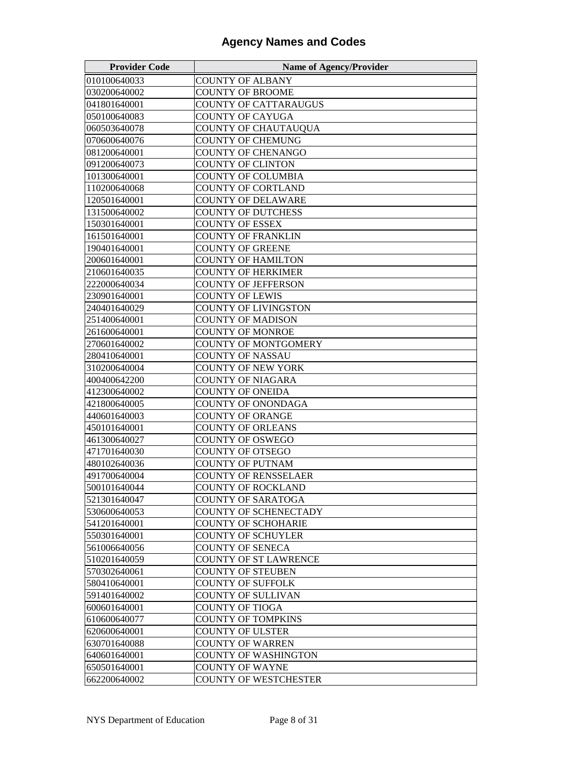# Agency Names and Codes

| Provider Code | Name of Agency/Provider |
|---|---|
| 010100640033 | COUNTY OF ALBANY |
| 030200640002 | COUNTY OF BROOME |
| 041801640001 | COUNTY OF CATTARAUGUS |
| 050100640083 | COUNTY OF CAYUGA |
| 060503640078 | COUNTY OF CHAUTAUQUA |
| 070600640076 | COUNTY OF CHEMUNG |
| 081200640001 | COUNTY OF CHENANGO |
| 091200640073 | COUNTY OF CLINTON |
| 101300640001 | COUNTY OF COLUMBIA |
| 110200640068 | COUNTY OF CORTLAND |
| 120501640001 | COUNTY OF DELAWARE |
| 131500640002 | COUNTY OF DUTCHESS |
| 150301640001 | COUNTY OF ESSEX |
| 161501640001 | COUNTY OF FRANKLIN |
| 190401640001 | COUNTY OF GREENE |
| 200601640001 | COUNTY OF HAMILTON |
| 210601640035 | COUNTY OF HERKIMER |
| 222000640034 | COUNTY OF JEFFERSON |
| 230901640001 | COUNTY OF LEWIS |
| 240401640029 | COUNTY OF LIVINGSTON |
| 251400640001 | COUNTY OF MADISON |
| 261600640001 | COUNTY OF MONROE |
| 270601640002 | COUNTY OF MONTGOMERY |
| 280410640001 | COUNTY OF NASSAU |
| 310200640004 | COUNTY OF NEW YORK |
| 400400642200 | COUNTY OF NIAGARA |
| 412300640002 | COUNTY OF ONEIDA |
| 421800640005 | COUNTY OF ONONDAGA |
| 440601640003 | COUNTY OF ORANGE |
| 450101640001 | COUNTY OF ORLEANS |
| 461300640027 | COUNTY OF OSWEGO |
| 471701640030 | COUNTY OF OTSEGO |
| 480102640036 | COUNTY OF PUTNAM |
| 491700640004 | COUNTY OF RENSSELAER |
| 500101640044 | COUNTY OF ROCKLAND |
| 521301640047 | COUNTY OF SARATOGA |
| 530600640053 | COUNTY OF SCHENECTADY |
| 541201640001 | COUNTY OF SCHOHARIE |
| 550301640001 | COUNTY OF SCHUYLER |
| 561006640056 | COUNTY OF SENECA |
| 510201640059 | COUNTY OF ST LAWRENCE |
| 570302640061 | COUNTY OF STEUBEN |
| 580410640001 | COUNTY OF SUFFOLK |
| 591401640002 | COUNTY OF SULLIVAN |
| 600601640001 | COUNTY OF TIOGA |
| 610600640077 | COUNTY OF TOMPKINS |
| 620600640001 | COUNTY OF ULSTER |
| 630701640088 | COUNTY OF WARREN |
| 640601640001 | COUNTY OF WASHINGTON |
| 650501640001 | COUNTY OF WAYNE |
| 662200640002 | COUNTY OF WESTCHESTER |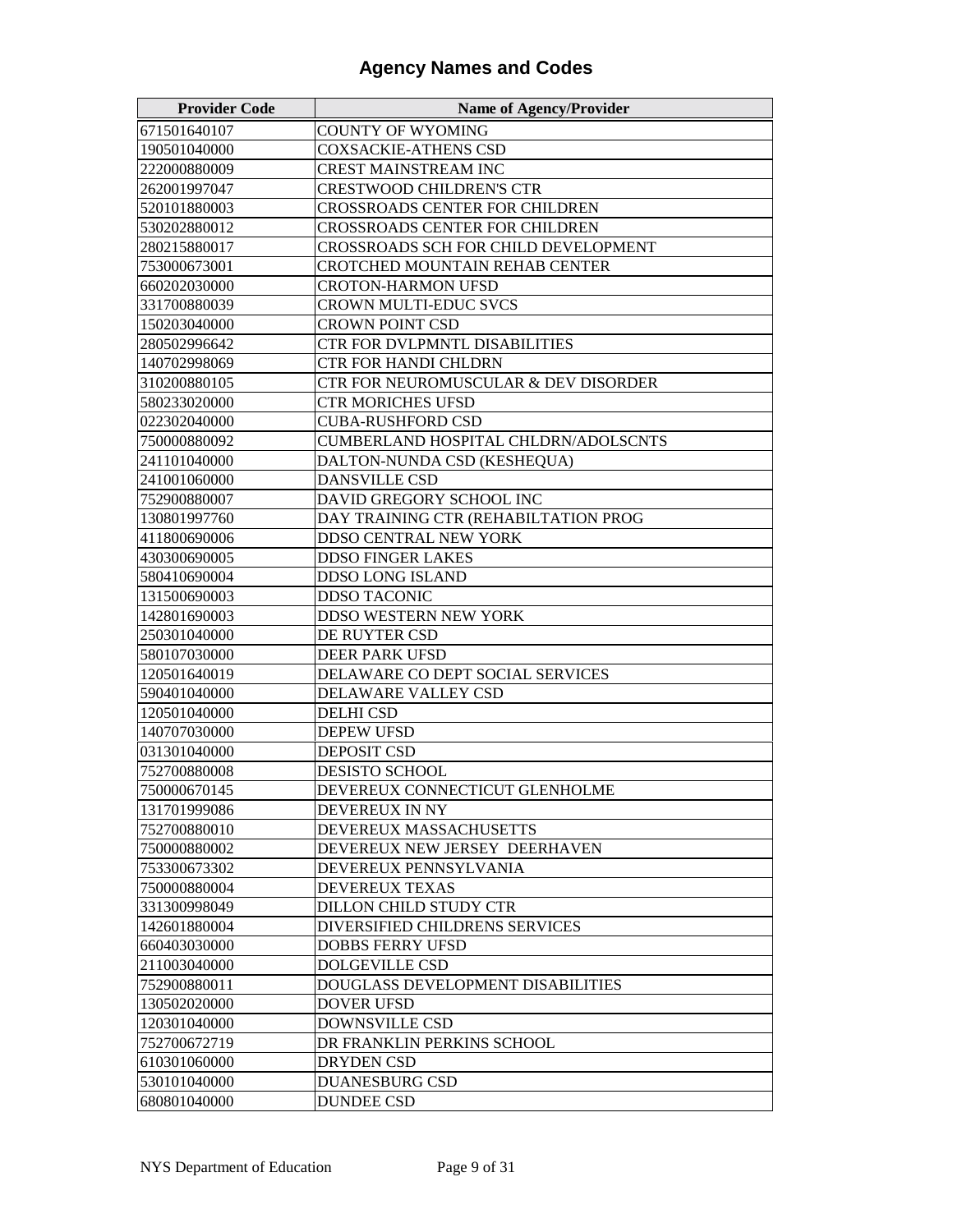# Agency Names and Codes

| Provider Code | Name of Agency/Provider |
|---|---|
| 671501640107 | COUNTY OF WYOMING |
| 190501040000 | COXSACKIE-ATHENS CSD |
| 222000880009 | CREST MAINSTREAM INC |
| 262001997047 | CRESTWOOD CHILDREN'S CTR |
| 520101880003 | CROSSROADS CENTER FOR CHILDREN |
| 530202880012 | CROSSROADS CENTER FOR CHILDREN |
| 280215880017 | CROSSROADS SCH FOR CHILD DEVELOPMENT |
| 753000673001 | CROTCHED MOUNTAIN REHAB CENTER |
| 660202030000 | CROTON-HARMON UFSD |
| 331700880039 | CROWN MULTI-EDUC SVCS |
| 150203040000 | CROWN POINT CSD |
| 280502996642 | CTR FOR DVLPMNTL DISABILITIES |
| 140702998069 | CTR FOR HANDI CHLDRN |
| 310200880105 | CTR FOR NEUROMUSCULAR & DEV DISORDER |
| 580233020000 | CTR MORICHES UFSD |
| 022302040000 | CUBA-RUSHFORD CSD |
| 750000880092 | CUMBERLAND HOSPITAL CHLDRN/ADOLSCNTS |
| 241101040000 | DALTON-NUNDA CSD (KESHEQUA) |
| 241001060000 | DANSVILLE CSD |
| 752900880007 | DAVID GREGORY SCHOOL INC |
| 130801997760 | DAY TRAINING CTR (REHABILTATION PROG |
| 411800690006 | DDSO CENTRAL NEW YORK |
| 430300690005 | DDSO FINGER LAKES |
| 580410690004 | DDSO LONG ISLAND |
| 131500690003 | DDSO TACONIC |
| 142801690003 | DDSO WESTERN NEW YORK |
| 250301040000 | DE RUYTER CSD |
| 580107030000 | DEER PARK UFSD |
| 120501640019 | DELAWARE CO DEPT SOCIAL SERVICES |
| 590401040000 | DELAWARE VALLEY CSD |
| 120501040000 | DELHI CSD |
| 140707030000 | DEPEW UFSD |
| 031301040000 | DEPOSIT CSD |
| 752700880008 | DESISTO SCHOOL |
| 750000670145 | DEVEREUX CONNECTICUT GLENHOLME |
| 131701999086 | DEVEREUX IN NY |
| 752700880010 | DEVEREUX MASSACHUSETTS |
| 750000880002 | DEVEREUX NEW JERSEY DEERHAVEN |
| 753300673302 | DEVEREUX PENNSYLVANIA |
| 750000880004 | DEVEREUX TEXAS |
| 331300998049 | DILLON CHILD STUDY CTR |
| 142601880004 | DIVERSIFIED CHILDRENS SERVICES |
| 660403030000 | DOBBS FERRY UFSD |
| 211003040000 | DOLGEVILLE CSD |
| 752900880011 | DOUGLASS DEVELOPMENT DISABILITIES |
| 130502020000 | DOVER UFSD |
| 120301040000 | DOWNSVILLE CSD |
| 752700672719 | DR FRANKLIN PERKINS SCHOOL |
| 610301060000 | DRYDEN CSD |
| 530101040000 | DUANESBURG CSD |
| 680801040000 | DUNDEE CSD |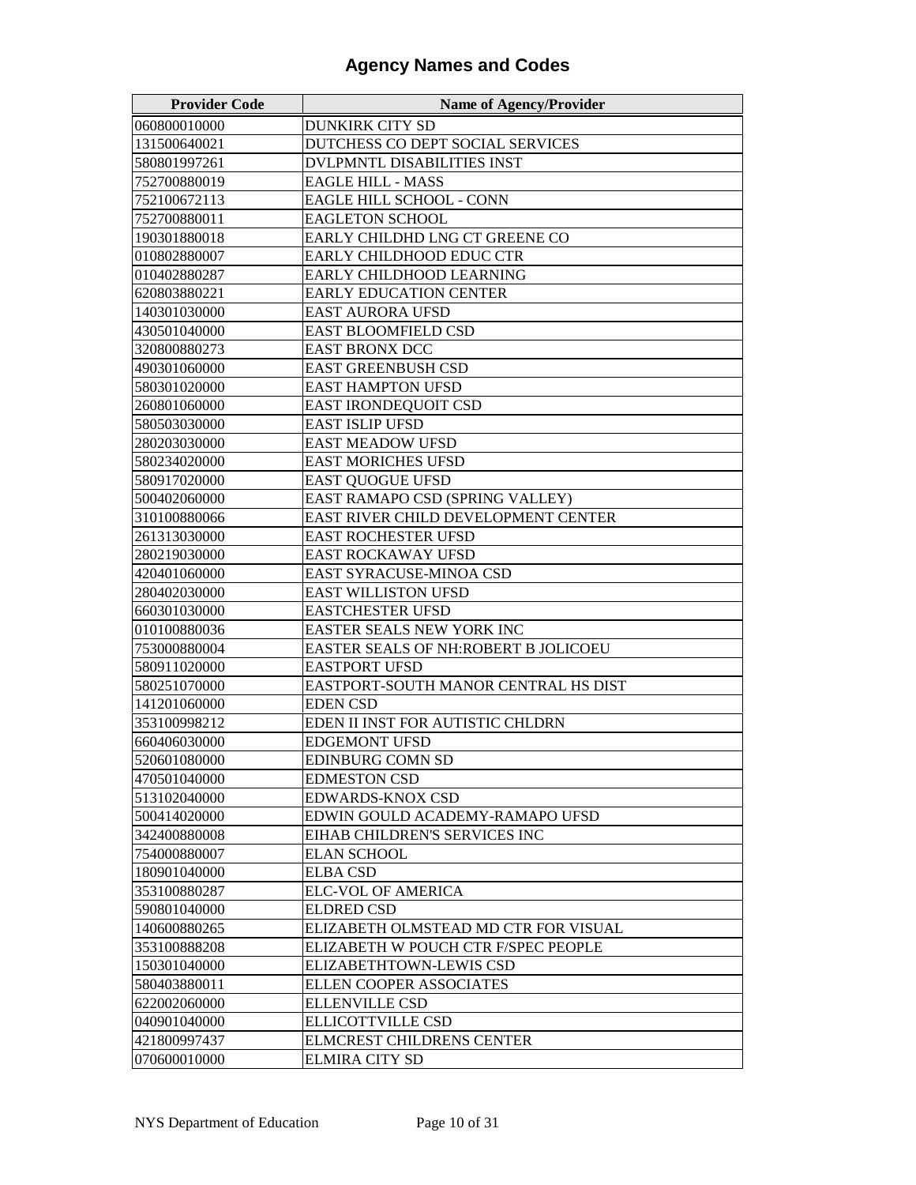# Agency Names and Codes

| Provider Code | Name of Agency/Provider |
|---|---|
| 060800010000 | DUNKIRK CITY SD |
| 131500640021 | DUTCHESS CO DEPT SOCIAL SERVICES |
| 580801997261 | DVLPMNTL DISABILITIES INST |
| 752700880019 | EAGLE HILL - MASS |
| 752100672113 | EAGLE HILL SCHOOL - CONN |
| 752700880011 | EAGLETON SCHOOL |
| 190301880018 | EARLY CHILDHD LNG CT GREENE CO |
| 010802880007 | EARLY CHILDHOOD EDUC CTR |
| 010402880287 | EARLY CHILDHOOD LEARNING |
| 620803880221 | EARLY EDUCATION CENTER |
| 140301030000 | EAST AURORA UFSD |
| 430501040000 | EAST BLOOMFIELD CSD |
| 320800880273 | EAST BRONX DCC |
| 490301060000 | EAST GREENBUSH CSD |
| 580301020000 | EAST HAMPTON UFSD |
| 260801060000 | EAST IRONDEQUOIT CSD |
| 580503030000 | EAST ISLIP UFSD |
| 280203030000 | EAST MEADOW UFSD |
| 580234020000 | EAST MORICHES UFSD |
| 580917020000 | EAST QUOGUE UFSD |
| 500402060000 | EAST RAMAPO CSD (SPRING VALLEY) |
| 310100880066 | EAST RIVER CHILD DEVELOPMENT CENTER |
| 261313030000 | EAST ROCHESTER UFSD |
| 280219030000 | EAST ROCKAWAY UFSD |
| 420401060000 | EAST SYRACUSE-MINOA CSD |
| 280402030000 | EAST WILLISTON UFSD |
| 660301030000 | EASTCHESTER UFSD |
| 010100880036 | EASTER SEALS NEW YORK INC |
| 753000880004 | EASTER SEALS OF NH:ROBERT B JOLICOEU |
| 580911020000 | EASTPORT UFSD |
| 580251070000 | EASTPORT-SOUTH MANOR CENTRAL HS DIST |
| 141201060000 | EDEN CSD |
| 353100998212 | EDEN II INST FOR AUTISTIC CHLDRN |
| 660406030000 | EDGEMONT UFSD |
| 520601080000 | EDINBURG COMN SD |
| 470501040000 | EDMESTON CSD |
| 513102040000 | EDWARDS-KNOX CSD |
| 500414020000 | EDWIN GOULD ACADEMY-RAMAPO UFSD |
| 342400880008 | EIHAB CHILDREN'S SERVICES INC |
| 754000880007 | ELAN SCHOOL |
| 180901040000 | ELBA CSD |
| 353100880287 | ELC-VOL OF AMERICA |
| 590801040000 | ELDRED CSD |
| 140600880265 | ELIZABETH OLMSTEAD MD CTR FOR VISUAL |
| 353100888208 | ELIZABETH W POUCH CTR F/SPEC PEOPLE |
| 150301040000 | ELIZABETHTOWN-LEWIS CSD |
| 580403880011 | ELLEN COOPER ASSOCIATES |
| 622002060000 | ELLENVILLE CSD |
| 040901040000 | ELLICOTTVILLE CSD |
| 421800997437 | ELMCREST CHILDRENS CENTER |
| 070600010000 | ELMIRA CITY SD |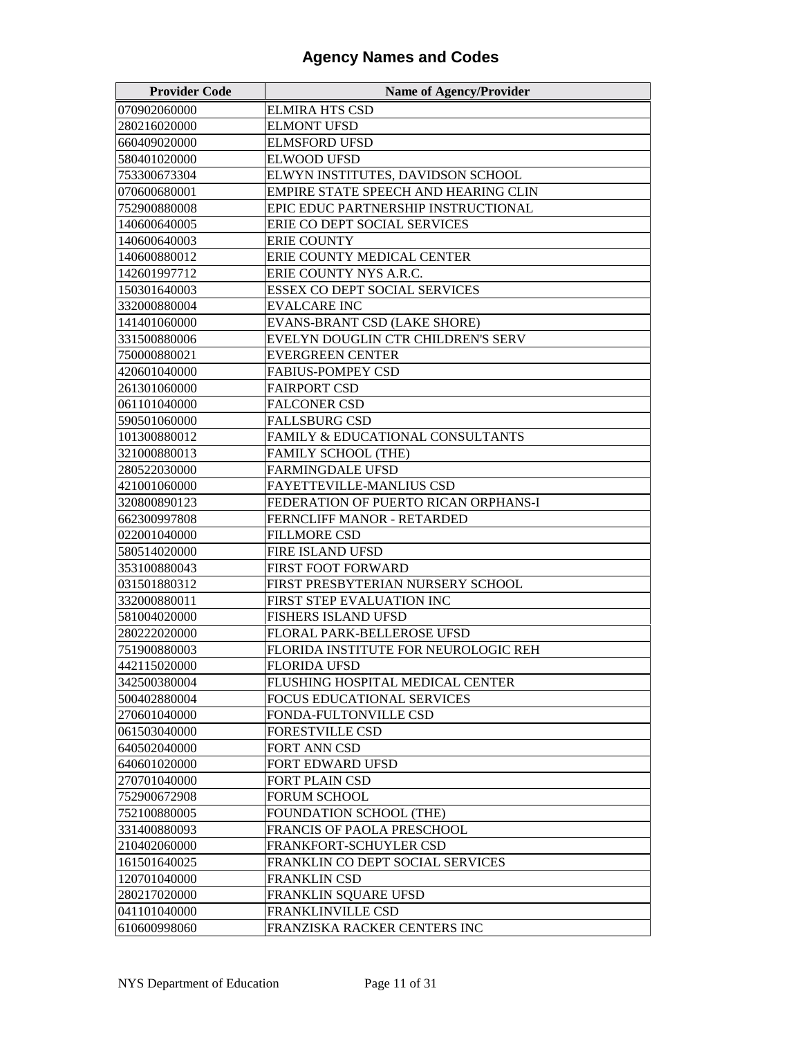## Agency Names and Codes

| Provider Code | Name of Agency/Provider |
|---|---|
| 070902060000 | ELMIRA HTS CSD |
| 280216020000 | ELMONT UFSD |
| 660409020000 | ELMSFORD UFSD |
| 580401020000 | ELWOOD UFSD |
| 753300673304 | ELWYN INSTITUTES, DAVIDSON SCHOOL |
| 070600680001 | EMPIRE STATE SPEECH AND HEARING CLIN |
| 752900880008 | EPIC EDUC PARTNERSHIP INSTRUCTIONAL |
| 140600640005 | ERIE CO DEPT SOCIAL SERVICES |
| 140600640003 | ERIE COUNTY |
| 140600880012 | ERIE COUNTY MEDICAL CENTER |
| 142601997712 | ERIE COUNTY NYS A.R.C. |
| 150301640003 | ESSEX CO DEPT SOCIAL SERVICES |
| 332000880004 | EVALCARE INC |
| 141401060000 | EVANS-BRANT CSD (LAKE SHORE) |
| 331500880006 | EVELYN DOUGLIN CTR CHILDREN'S SERV |
| 750000880021 | EVERGREEN CENTER |
| 420601040000 | FABIUS-POMPEY CSD |
| 261301060000 | FAIRPORT CSD |
| 061101040000 | FALCONER CSD |
| 590501060000 | FALLSBURG CSD |
| 101300880012 | FAMILY & EDUCATIONAL CONSULTANTS |
| 321000880013 | FAMILY SCHOOL (THE) |
| 280522030000 | FARMINGDALE UFSD |
| 421001060000 | FAYETTEVILLE-MANLIUS CSD |
| 320800890123 | FEDERATION OF PUERTO RICAN ORPHANS-I |
| 662300997808 | FERNCLIFF MANOR - RETARDED |
| 022001040000 | FILLMORE CSD |
| 580514020000 | FIRE ISLAND UFSD |
| 353100880043 | FIRST FOOT FORWARD |
| 031501880312 | FIRST PRESBYTERIAN NURSERY SCHOOL |
| 332000880011 | FIRST STEP EVALUATION INC |
| 581004020000 | FISHERS ISLAND UFSD |
| 280222020000 | FLORAL PARK-BELLEROSE UFSD |
| 751900880003 | FLORIDA INSTITUTE FOR NEUROLOGIC REH |
| 442115020000 | FLORIDA UFSD |
| 342500380004 | FLUSHING HOSPITAL MEDICAL CENTER |
| 500402880004 | FOCUS EDUCATIONAL SERVICES |
| 270601040000 | FONDA-FULTONVILLE CSD |
| 061503040000 | FORESTVILLE CSD |
| 640502040000 | FORT ANN CSD |
| 640601020000 | FORT EDWARD UFSD |
| 270701040000 | FORT PLAIN CSD |
| 752900672908 | FORUM SCHOOL |
| 752100880005 | FOUNDATION SCHOOL (THE) |
| 331400880093 | FRANCIS OF PAOLA PRESCHOOL |
| 210402060000 | FRANKFORT-SCHUYLER CSD |
| 161501640025 | FRANKLIN CO DEPT SOCIAL SERVICES |
| 120701040000 | FRANKLIN CSD |
| 280217020000 | FRANKLIN SQUARE UFSD |
| 041101040000 | FRANKLINVILLE CSD |
| 610600998060 | FRANZISKA RACKER CENTERS INC |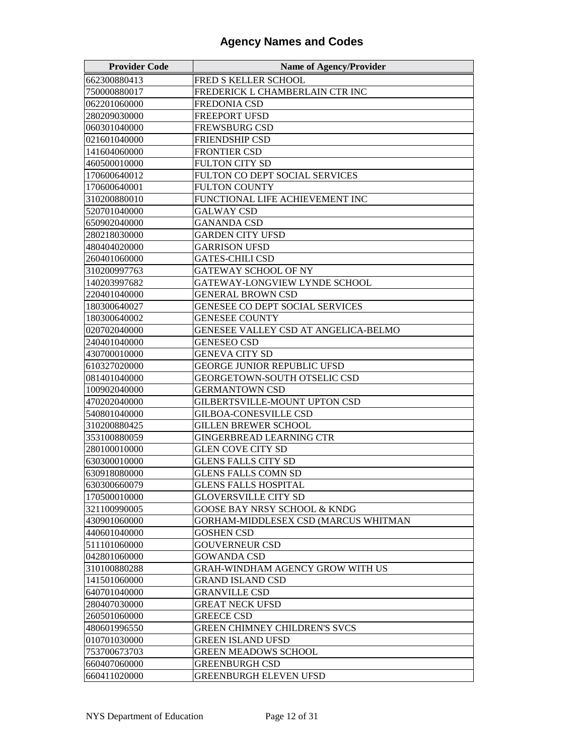# Agency Names and Codes

| Provider Code | Name of Agency/Provider |
|---|---|
| 662300880413 | FRED S KELLER SCHOOL |
| 750000880017 | FREDERICK L CHAMBERLAIN CTR INC |
| 062201060000 | FREDONIA CSD |
| 280209030000 | FREEPORT UFSD |
| 060301040000 | FREWSBURG CSD |
| 021601040000 | FRIENDSHIP CSD |
| 141604060000 | FRONTIER CSD |
| 460500010000 | FULTON CITY SD |
| 170600640012 | FULTON CO DEPT SOCIAL SERVICES |
| 170600640001 | FULTON COUNTY |
| 310200880010 | FUNCTIONAL LIFE ACHIEVEMENT INC |
| 520701040000 | GALWAY CSD |
| 650902040000 | GANANDA CSD |
| 280218030000 | GARDEN CITY UFSD |
| 480404020000 | GARRISON UFSD |
| 260401060000 | GATES-CHILI CSD |
| 310200997763 | GATEWAY SCHOOL OF NY |
| 140203997682 | GATEWAY-LONGVIEW LYNDE SCHOOL |
| 220401040000 | GENERAL BROWN CSD |
| 180300640027 | GENESEE CO DEPT SOCIAL SERVICES |
| 180300640002 | GENESEE COUNTY |
| 020702040000 | GENESEE VALLEY CSD AT ANGELICA-BELMO |
| 240401040000 | GENESEO CSD |
| 430700010000 | GENEVA CITY SD |
| 610327020000 | GEORGE JUNIOR REPUBLIC UFSD |
| 081401040000 | GEORGETOWN-SOUTH OTSELIC CSD |
| 100902040000 | GERMANTOWN CSD |
| 470202040000 | GILBERTSVILLE-MOUNT UPTON CSD |
| 540801040000 | GILBOA-CONESVILLE CSD |
| 310200880425 | GILLEN BREWER SCHOOL |
| 353100880059 | GINGERBREAD LEARNING CTR |
| 280100010000 | GLEN COVE CITY SD |
| 630300010000 | GLENS FALLS CITY SD |
| 630918080000 | GLENS FALLS COMN SD |
| 630300660079 | GLENS FALLS HOSPITAL |
| 170500010000 | GLOVERSVILLE CITY SD |
| 321100990005 | GOOSE BAY NRSY SCHOOL & KNDG |
| 430901060000 | GORHAM-MIDDLESEX CSD (MARCUS WHITMAN |
| 440601040000 | GOSHEN CSD |
| 511101060000 | GOUVERNEUR CSD |
| 042801060000 | GOWANDA CSD |
| 310100880288 | GRAH-WINDHAM AGENCY GROW WITH US |
| 141501060000 | GRAND ISLAND CSD |
| 640701040000 | GRANVILLE CSD |
| 280407030000 | GREAT NECK UFSD |
| 260501060000 | GREECE CSD |
| 480601996550 | GREEN CHIMNEY CHILDREN'S SVCS |
| 010701030000 | GREEN ISLAND UFSD |
| 753700673703 | GREEN MEADOWS SCHOOL |
| 660407060000 | GREENBURGH CSD |
| 660411020000 | GREENBURGH ELEVEN UFSD |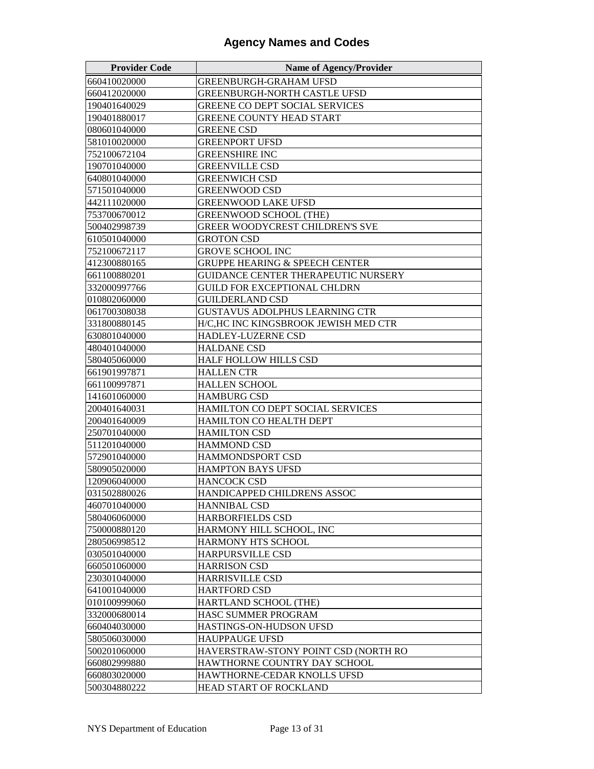# Agency Names and Codes

| Provider Code | Name of Agency/Provider |
|---|---|
| 660410020000 | GREENBURGH-GRAHAM UFSD |
| 660412020000 | GREENBURGH-NORTH CASTLE UFSD |
| 190401640029 | GREENE CO DEPT SOCIAL SERVICES |
| 190401880017 | GREENE COUNTY HEAD START |
| 080601040000 | GREENE CSD |
| 581010020000 | GREENPORT UFSD |
| 752100672104 | GREENSHIRE INC |
| 190701040000 | GREENVILLE CSD |
| 640801040000 | GREENWICH CSD |
| 571501040000 | GREENWOOD CSD |
| 442111020000 | GREENWOOD LAKE UFSD |
| 753700670012 | GREENWOOD SCHOOL (THE) |
| 500402998739 | GREER WOODYCREST CHILDREN'S SVE |
| 610501040000 | GROTON CSD |
| 752100672117 | GROVE SCHOOL INC |
| 412300880165 | GRUPPE HEARING & SPEECH CENTER |
| 661100880201 | GUIDANCE CENTER THERAPEUTIC NURSERY |
| 332000997766 | GUILD FOR EXCEPTIONAL CHLDRN |
| 010802060000 | GUILDERLAND CSD |
| 061700308038 | GUSTAVUS ADOLPHUS LEARNING CTR |
| 331800880145 | H/C,HC INC KINGSBROOK JEWISH MED CTR |
| 630801040000 | HADLEY-LUZERNE CSD |
| 480401040000 | HALDANE CSD |
| 580405060000 | HALF HOLLOW HILLS CSD |
| 661901997871 | HALLEN CTR |
| 661100997871 | HALLEN SCHOOL |
| 141601060000 | HAMBURG CSD |
| 200401640031 | HAMILTON CO DEPT SOCIAL SERVICES |
| 200401640009 | HAMILTON CO HEALTH DEPT |
| 250701040000 | HAMILTON CSD |
| 511201040000 | HAMMOND CSD |
| 572901040000 | HAMMONDSPORT CSD |
| 580905020000 | HAMPTON BAYS UFSD |
| 120906040000 | HANCOCK CSD |
| 031502880026 | HANDICAPPED CHILDRENS ASSOC |
| 460701040000 | HANNIBAL CSD |
| 580406060000 | HARBORFIELDS CSD |
| 750000880120 | HARMONY HILL SCHOOL, INC |
| 280506998512 | HARMONY HTS SCHOOL |
| 030501040000 | HARPURSVILLE CSD |
| 660501060000 | HARRISON CSD |
| 230301040000 | HARRISVILLE CSD |
| 641001040000 | HARTFORD CSD |
| 010100999060 | HARTLAND SCHOOL (THE) |
| 332000680014 | HASC SUMMER PROGRAM |
| 660404030000 | HASTINGS-ON-HUDSON UFSD |
| 580506030000 | HAUPPAUGE UFSD |
| 500201060000 | HAVERSTRAW-STONY POINT CSD (NORTH RO |
| 660802999880 | HAWTHORNE COUNTRY DAY SCHOOL |
| 660803020000 | HAWTHORNE-CEDAR KNOLLS UFSD |
| 500304880222 | HEAD START OF ROCKLAND |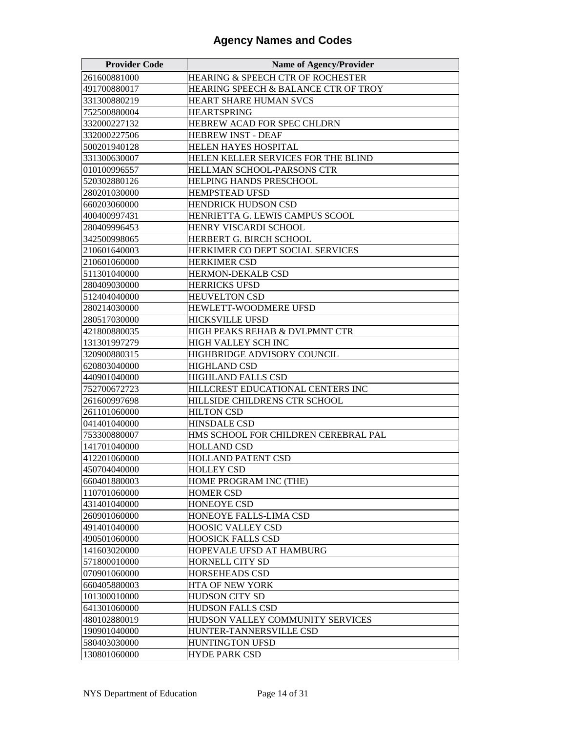# Agency Names and Codes

| Provider Code | Name of Agency/Provider |
|---|---|
| 261600881000 | HEARING & SPEECH CTR OF ROCHESTER |
| 491700880017 | HEARING SPEECH & BALANCE CTR OF TROY |
| 331300880219 | HEART SHARE HUMAN SVCS |
| 752500880004 | HEARTSPRING |
| 332000227132 | HEBREW ACAD FOR SPEC CHLDRN |
| 332000227506 | HEBREW INST - DEAF |
| 500201940128 | HELEN HAYES HOSPITAL |
| 331300630007 | HELEN KELLER SERVICES FOR THE BLIND |
| 010100996557 | HELLMAN SCHOOL-PARSONS CTR |
| 520302880126 | HELPING HANDS PRESCHOOL |
| 280201030000 | HEMPSTEAD UFSD |
| 660203060000 | HENDRICK HUDSON CSD |
| 400409997431 | HENRIETTA G. LEWIS CAMPUS SCOOL |
| 280409996453 | HENRY VISCARDI SCHOOL |
| 342500998065 | HERBERT G. BIRCH SCHOOL |
| 210601640003 | HERKIMER CO DEPT SOCIAL SERVICES |
| 210601060000 | HERKIMER CSD |
| 511301040000 | HERMON-DEKALB CSD |
| 280409030000 | HERRICKS UFSD |
| 512404040000 | HEUVELTON CSD |
| 280214030000 | HEWLETT-WOODMERE UFSD |
| 280517030000 | HICKSVILLE UFSD |
| 421800880035 | HIGH PEAKS REHAB & DVLPMNT CTR |
| 131301997279 | HIGH VALLEY SCH INC |
| 320900880315 | HIGHBRIDGE ADVISORY COUNCIL |
| 620803040000 | HIGHLAND CSD |
| 440901040000 | HIGHLAND FALLS CSD |
| 752700672723 | HILLCREST EDUCATIONAL CENTERS INC |
| 261600997698 | HILLSIDE CHILDRENS CTR SCHOOL |
| 261101060000 | HILTON CSD |
| 041401040000 | HINSDALE CSD |
| 753300880007 | HMS SCHOOL FOR CHILDREN CEREBRAL PAL |
| 141701040000 | HOLLAND CSD |
| 412201060000 | HOLLAND PATENT CSD |
| 450704040000 | HOLLEY CSD |
| 660401880003 | HOME PROGRAM INC (THE) |
| 110701060000 | HOMER CSD |
| 431401040000 | HONEOYE CSD |
| 260901060000 | HONEOYE FALLS-LIMA CSD |
| 491401040000 | HOOSIC VALLEY CSD |
| 490501060000 | HOOSICK FALLS CSD |
| 141603020000 | HOPEVALE UFSD AT HAMBURG |
| 571800010000 | HORNELL CITY SD |
| 070901060000 | HORSEHEADS CSD |
| 660405880003 | HTA OF NEW YORK |
| 101300010000 | HUDSON CITY SD |
| 641301060000 | HUDSON FALLS CSD |
| 480102880019 | HUDSON VALLEY COMMUNITY SERVICES |
| 190901040000 | HUNTER-TANNERSVILLE CSD |
| 580403030000 | HUNTINGTON UFSD |
| 130801060000 | HYDE PARK CSD |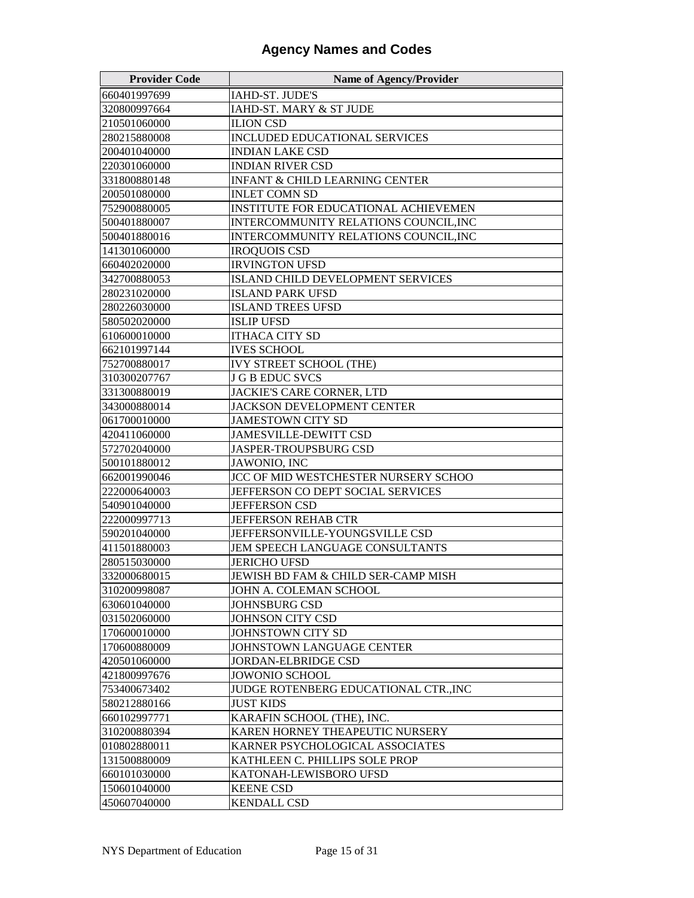# Agency Names and Codes

| Provider Code | Name of Agency/Provider |
|---|---|
| 660401997699 | IAHD-ST. JUDE'S |
| 320800997664 | IAHD-ST. MARY & ST JUDE |
| 210501060000 | ILION CSD |
| 280215880008 | INCLUDED EDUCATIONAL SERVICES |
| 200401040000 | INDIAN LAKE CSD |
| 220301060000 | INDIAN RIVER CSD |
| 331800880148 | INFANT & CHILD LEARNING CENTER |
| 200501080000 | INLET COMN SD |
| 752900880005 | INSTITUTE FOR EDUCATIONAL ACHIEVEMEN |
| 500401880007 | INTERCOMMUNITY RELATIONS COUNCIL,INC |
| 500401880016 | INTERCOMMUNITY RELATIONS COUNCIL,INC |
| 141301060000 | IROQUOIS CSD |
| 660402020000 | IRVINGTON UFSD |
| 342700880053 | ISLAND CHILD DEVELOPMENT SERVICES |
| 280231020000 | ISLAND PARK UFSD |
| 280226030000 | ISLAND TREES UFSD |
| 580502020000 | ISLIP UFSD |
| 610600010000 | ITHACA CITY SD |
| 662101997144 | IVES SCHOOL |
| 752700880017 | IVY STREET SCHOOL (THE) |
| 310300207767 | J G B EDUC SVCS |
| 331300880019 | JACKIE'S CARE CORNER, LTD |
| 343000880014 | JACKSON DEVELOPMENT CENTER |
| 061700010000 | JAMESTOWN CITY SD |
| 420411060000 | JAMESVILLE-DEWITT CSD |
| 572702040000 | JASPER-TROUPSBURG CSD |
| 500101880012 | JAWONIO, INC |
| 662001990046 | JCC OF MID WESTCHESTER NURSERY SCHOO |
| 222000640003 | JEFFERSON CO DEPT SOCIAL SERVICES |
| 540901040000 | JEFFERSON CSD |
| 222000997713 | JEFFERSON REHAB CTR |
| 590201040000 | JEFFERSONVILLE-YOUNGSVILLE CSD |
| 411501880003 | JEM SPEECH LANGUAGE CONSULTANTS |
| 280515030000 | JERICHO UFSD |
| 332000680015 | JEWISH BD FAM & CHILD SER-CAMP MISH |
| 310200998087 | JOHN A. COLEMAN SCHOOL |
| 630601040000 | JOHNSBURG CSD |
| 031502060000 | JOHNSON CITY CSD |
| 170600010000 | JOHNSTOWN CITY SD |
| 170600880009 | JOHNSTOWN LANGUAGE CENTER |
| 420501060000 | JORDAN-ELBRIDGE CSD |
| 421800997676 | JOWONIO SCHOOL |
| 753400673402 | JUDGE ROTENBERG EDUCATIONAL CTR.,INC |
| 580212880166 | JUST KIDS |
| 660102997771 | KARAFIN SCHOOL (THE), INC. |
| 310200880394 | KAREN HORNEY THEAPEUTIC NURSERY |
| 010802880011 | KARNER PSYCHOLOGICAL ASSOCIATES |
| 131500880009 | KATHLEEN C. PHILLIPS SOLE PROP |
| 660101030000 | KATONAH-LEWISBORO UFSD |
| 150601040000 | KEENE CSD |
| 450607040000 | KENDALL CSD |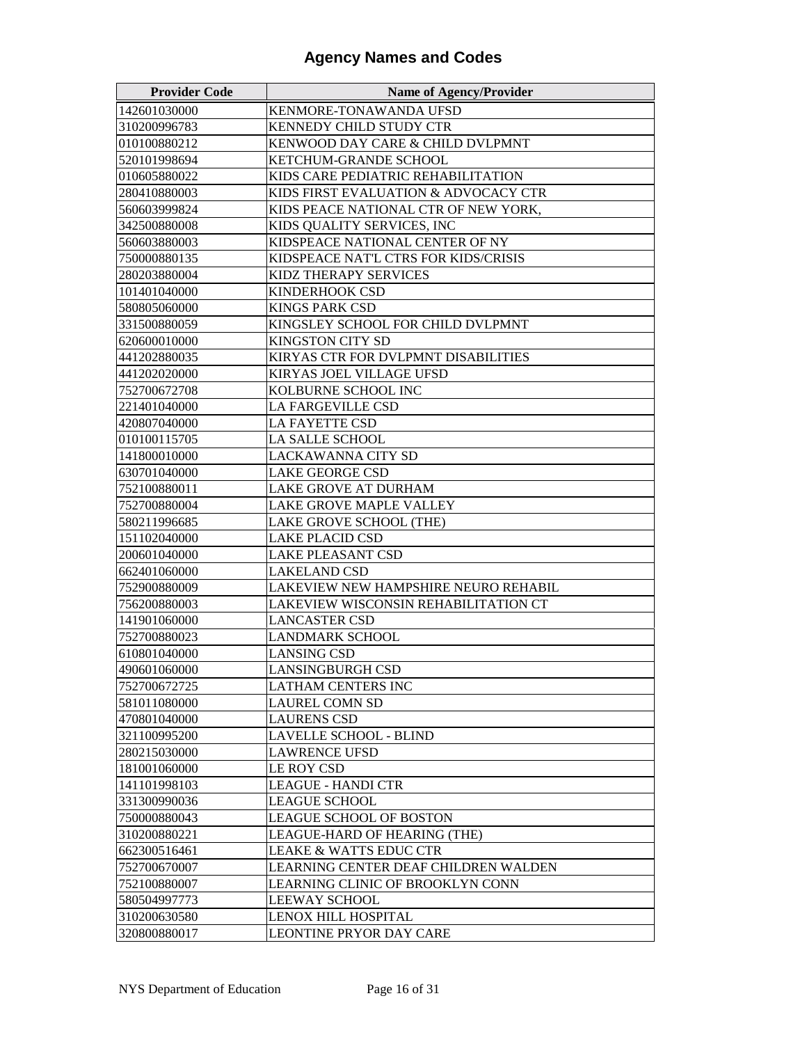# Agency Names and Codes

| Provider Code | Name of Agency/Provider |
|---|---|
| 142601030000 | KENMORE-TONAWANDA UFSD |
| 310200996783 | KENNEDY CHILD STUDY CTR |
| 010100880212 | KENWOOD DAY CARE & CHILD DVLPMNT |
| 520101998694 | KETCHUM-GRANDE SCHOOL |
| 010605880022 | KIDS CARE PEDIATRIC REHABILITATION |
| 280410880003 | KIDS FIRST EVALUATION & ADVOCACY CTR |
| 560603999824 | KIDS PEACE NATIONAL CTR OF NEW YORK, |
| 342500880008 | KIDS QUALITY SERVICES, INC |
| 560603880003 | KIDSPEACE NATIONAL CENTER OF NY |
| 750000880135 | KIDSPEACE NAT'L CTRS FOR KIDS/CRISIS |
| 280203880004 | KIDZ THERAPY SERVICES |
| 101401040000 | KINDERHOOK CSD |
| 580805060000 | KINGS PARK CSD |
| 331500880059 | KINGSLEY SCHOOL FOR CHILD DVLPMNT |
| 620600010000 | KINGSTON CITY SD |
| 441202880035 | KIRYAS CTR FOR DVLPMNT DISABILITIES |
| 441202020000 | KIRYAS JOEL VILLAGE UFSD |
| 752700672708 | KOLBURNE SCHOOL INC |
| 221401040000 | LA FARGEVILLE CSD |
| 420807040000 | LA FAYETTE CSD |
| 010100115705 | LA SALLE SCHOOL |
| 141800010000 | LACKAWANNA CITY SD |
| 630701040000 | LAKE GEORGE CSD |
| 752100880011 | LAKE GROVE AT DURHAM |
| 752700880004 | LAKE GROVE MAPLE VALLEY |
| 580211996685 | LAKE GROVE SCHOOL (THE) |
| 151102040000 | LAKE PLACID CSD |
| 200601040000 | LAKE PLEASANT CSD |
| 662401060000 | LAKELAND CSD |
| 752900880009 | LAKEVIEW NEW HAMPSHIRE NEURO REHABIL |
| 756200880003 | LAKEVIEW WISCONSIN REHABILITATION CT |
| 141901060000 | LANCASTER CSD |
| 752700880023 | LANDMARK SCHOOL |
| 610801040000 | LANSING CSD |
| 490601060000 | LANSINGBURGH CSD |
| 752700672725 | LATHAM CENTERS INC |
| 581011080000 | LAUREL COMN SD |
| 470801040000 | LAURENS CSD |
| 321100995200 | LAVELLE SCHOOL - BLIND |
| 280215030000 | LAWRENCE UFSD |
| 181001060000 | LE ROY CSD |
| 141101998103 | LEAGUE - HANDI CTR |
| 331300990036 | LEAGUE SCHOOL |
| 750000880043 | LEAGUE SCHOOL OF BOSTON |
| 310200880221 | LEAGUE-HARD OF HEARING (THE) |
| 662300516461 | LEAKE & WATTS EDUC CTR |
| 752700670007 | LEARNING CENTER DEAF CHILDREN WALDEN |
| 752100880007 | LEARNING CLINIC OF BROOKLYN CONN |
| 580504997773 | LEEWAY SCHOOL |
| 310200630580 | LENOX HILL HOSPITAL |
| 320800880017 | LEONTINE PRYOR DAY CARE |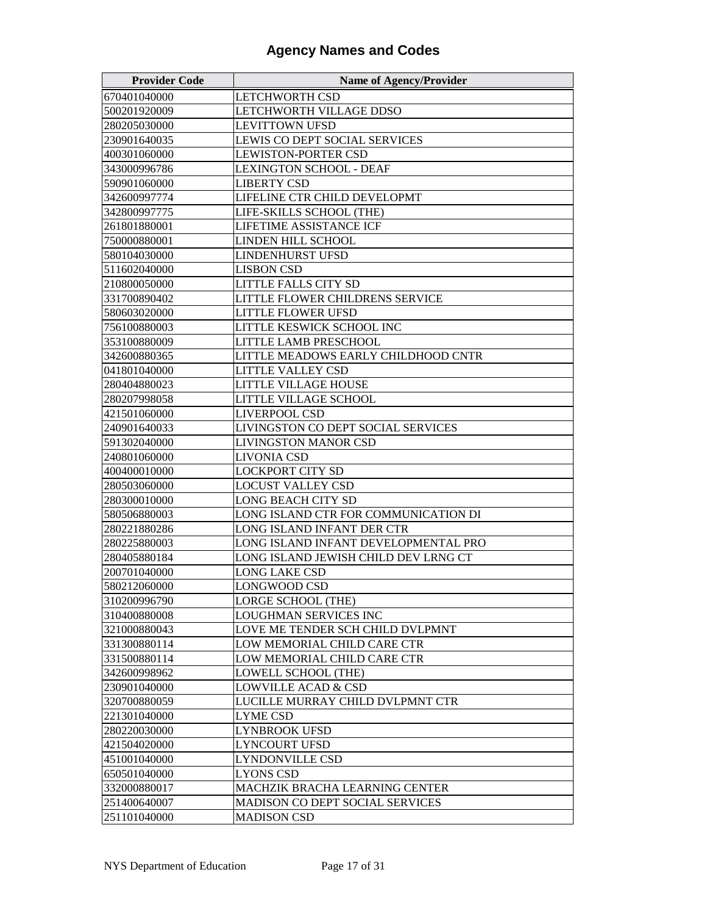# Agency Names and Codes

| Provider Code | Name of Agency/Provider |
|---|---|
| 670401040000 | LETCHWORTH CSD |
| 500201920009 | LETCHWORTH VILLAGE DDSO |
| 280205030000 | LEVITTOWN UFSD |
| 230901640035 | LEWIS CO DEPT SOCIAL SERVICES |
| 400301060000 | LEWISTON-PORTER CSD |
| 343000996786 | LEXINGTON SCHOOL - DEAF |
| 590901060000 | LIBERTY CSD |
| 342600997774 | LIFELINE CTR CHILD DEVELOPMT |
| 342800997775 | LIFE-SKILLS SCHOOL (THE) |
| 261801880001 | LIFETIME ASSISTANCE ICF |
| 750000880001 | LINDEN HILL SCHOOL |
| 580104030000 | LINDENHURST UFSD |
| 511602040000 | LISBON CSD |
| 210800050000 | LITTLE FALLS CITY SD |
| 331700890402 | LITTLE FLOWER CHILDRENS SERVICE |
| 580603020000 | LITTLE FLOWER UFSD |
| 756100880003 | LITTLE KESWICK SCHOOL INC |
| 353100880009 | LITTLE LAMB PRESCHOOL |
| 342600880365 | LITTLE MEADOWS EARLY CHILDHOOD CNTR |
| 041801040000 | LITTLE VALLEY CSD |
| 280404880023 | LITTLE VILLAGE HOUSE |
| 280207998058 | LITTLE VILLAGE SCHOOL |
| 421501060000 | LIVERPOOL CSD |
| 240901640033 | LIVINGSTON CO DEPT SOCIAL SERVICES |
| 591302040000 | LIVINGSTON MANOR CSD |
| 240801060000 | LIVONIA CSD |
| 400400010000 | LOCKPORT CITY SD |
| 280503060000 | LOCUST VALLEY CSD |
| 280300010000 | LONG BEACH CITY SD |
| 580506880003 | LONG ISLAND CTR FOR COMMUNICATION DI |
| 280221880286 | LONG ISLAND INFANT DER CTR |
| 280225880003 | LONG ISLAND INFANT DEVELOPMENTAL PRO |
| 280405880184 | LONG ISLAND JEWISH CHILD DEV LRNG CT |
| 200701040000 | LONG LAKE CSD |
| 580212060000 | LONGWOOD CSD |
| 310200996790 | LORGE SCHOOL (THE) |
| 310400880008 | LOUGHMAN SERVICES INC |
| 321000880043 | LOVE ME TENDER SCH CHILD DVLPMNT |
| 331300880114 | LOW MEMORIAL CHILD CARE CTR |
| 331500880114 | LOW MEMORIAL CHILD CARE CTR |
| 342600998962 | LOWELL SCHOOL (THE) |
| 230901040000 | LOWVILLE ACAD & CSD |
| 320700880059 | LUCILLE MURRAY CHILD DVLPMNT CTR |
| 221301040000 | LYME CSD |
| 280220030000 | LYNBROOK UFSD |
| 421504020000 | LYNCOURT UFSD |
| 451001040000 | LYNDONVILLE CSD |
| 650501040000 | LYONS CSD |
| 332000880017 | MACHZIK BRACHA LEARNING CENTER |
| 251400640007 | MADISON CO DEPT SOCIAL SERVICES |
| 251101040000 | MADISON CSD |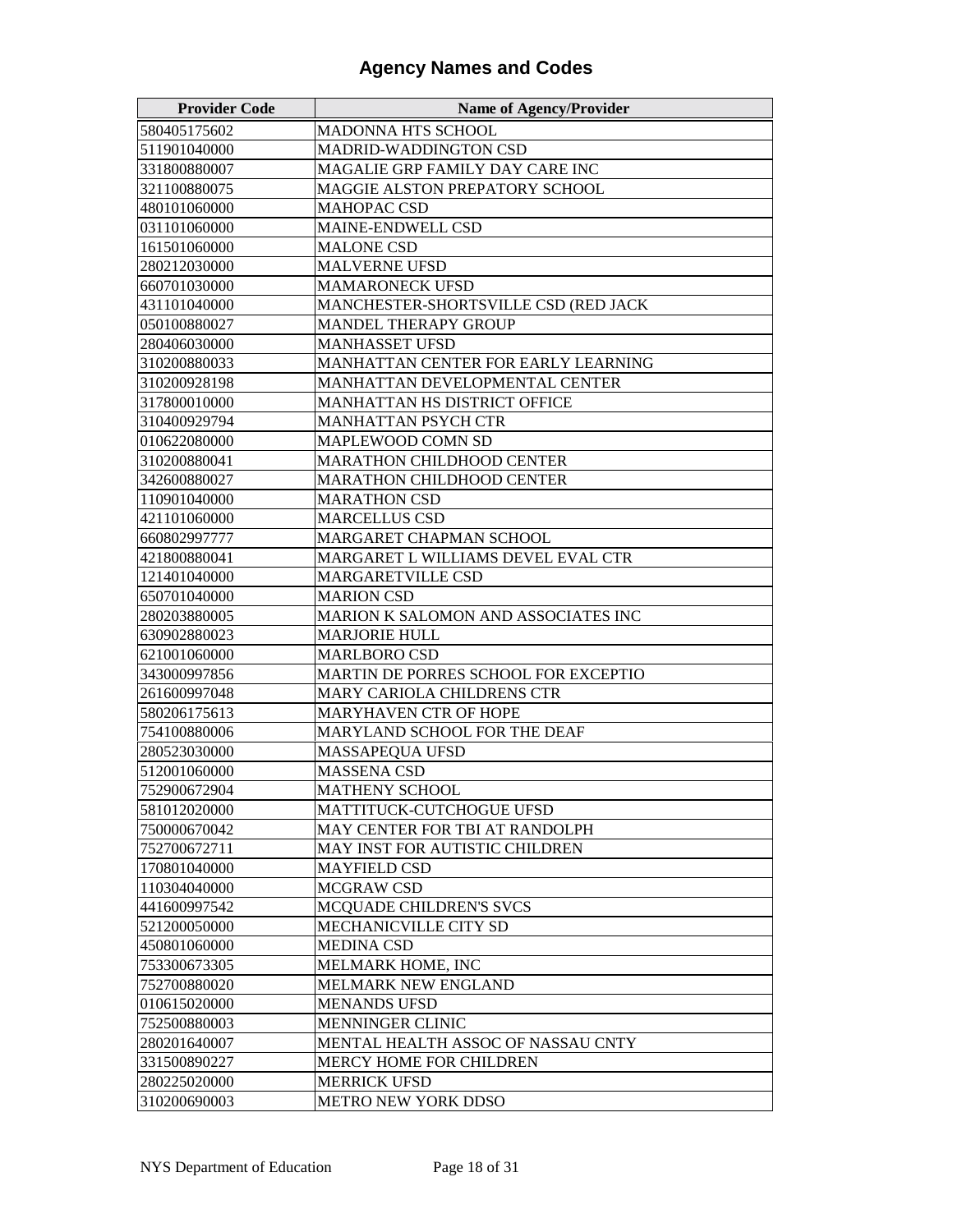# Agency Names and Codes

| Provider Code | Name of Agency/Provider |
|---|---|
| 580405175602 | MADONNA HTS SCHOOL |
| 511901040000 | MADRID-WADDINGTON CSD |
| 331800880007 | MAGALIE GRP FAMILY DAY CARE INC |
| 321100880075 | MAGGIE ALSTON PREPATORY SCHOOL |
| 480101060000 | MAHOPAC CSD |
| 031101060000 | MAINE-ENDWELL CSD |
| 161501060000 | MALONE CSD |
| 280212030000 | MALVERNE UFSD |
| 660701030000 | MAMARONECK UFSD |
| 431101040000 | MANCHESTER-SHORTSVILLE CSD (RED JACK |
| 050100880027 | MANDEL THERAPY GROUP |
| 280406030000 | MANHASSET UFSD |
| 310200880033 | MANHATTAN CENTER FOR EARLY LEARNING |
| 310200928198 | MANHATTAN DEVELOPMENTAL CENTER |
| 317800010000 | MANHATTAN HS DISTRICT OFFICE |
| 310400929794 | MANHATTAN PSYCH CTR |
| 010622080000 | MAPLEWOOD COMN SD |
| 310200880041 | MARATHON CHILDHOOD CENTER |
| 342600880027 | MARATHON CHILDHOOD CENTER |
| 110901040000 | MARATHON CSD |
| 421101060000 | MARCELLUS CSD |
| 660802997777 | MARGARET CHAPMAN SCHOOL |
| 421800880041 | MARGARET L WILLIAMS DEVEL EVAL CTR |
| 121401040000 | MARGARETVILLE CSD |
| 650701040000 | MARION CSD |
| 280203880005 | MARION K SALOMON AND ASSOCIATES INC |
| 630902880023 | MARJORIE HULL |
| 621001060000 | MARLBORO CSD |
| 343000997856 | MARTIN DE PORRES SCHOOL FOR EXCEPTIO |
| 261600997048 | MARY CARIOLA CHILDRENS CTR |
| 580206175613 | MARYHAVEN CTR OF HOPE |
| 754100880006 | MARYLAND SCHOOL FOR THE DEAF |
| 280523030000 | MASSAPEQUA UFSD |
| 512001060000 | MASSENA CSD |
| 752900672904 | MATHENY SCHOOL |
| 581012020000 | MATTITUCK-CUTCHOGUE UFSD |
| 750000670042 | MAY CENTER FOR TBI AT RANDOLPH |
| 752700672711 | MAY INST FOR AUTISTIC CHILDREN |
| 170801040000 | MAYFIELD CSD |
| 110304040000 | MCGRAW CSD |
| 441600997542 | MCQUADE CHILDREN'S SVCS |
| 521200050000 | MECHANICVILLE CITY SD |
| 450801060000 | MEDINA CSD |
| 753300673305 | MELMARK HOME, INC |
| 752700880020 | MELMARK NEW ENGLAND |
| 010615020000 | MENANDS UFSD |
| 752500880003 | MENNINGER CLINIC |
| 280201640007 | MENTAL HEALTH ASSOC OF NASSAU CNTY |
| 331500890227 | MERCY HOME FOR CHILDREN |
| 280225020000 | MERRICK UFSD |
| 310200690003 | METRO NEW YORK DDSO |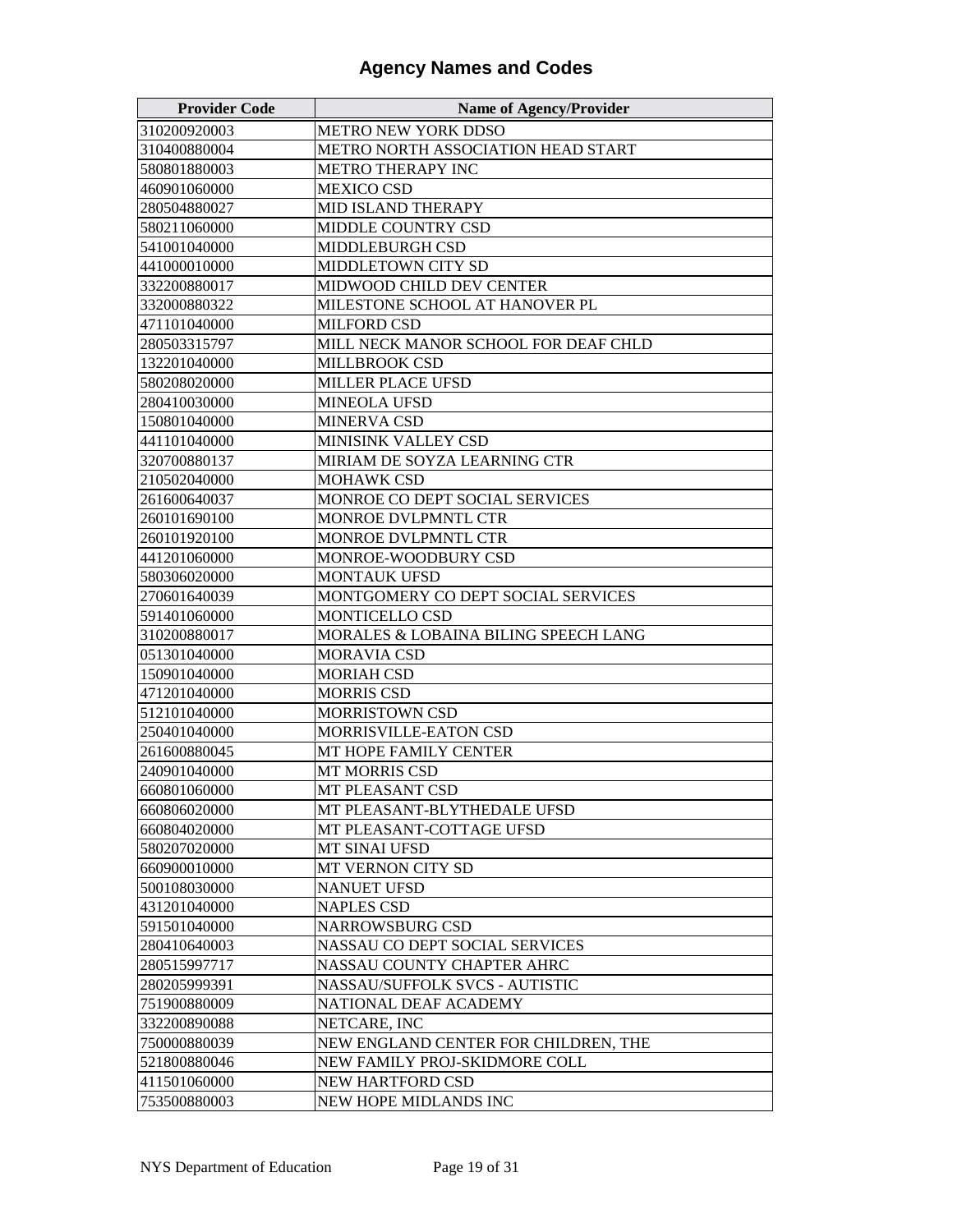# Agency Names and Codes

| Provider Code | Name of Agency/Provider |
|---|---|
| 310200920003 | METRO NEW YORK DDSO |
| 310400880004 | METRO NORTH ASSOCIATION HEAD START |
| 580801880003 | METRO THERAPY INC |
| 460901060000 | MEXICO CSD |
| 280504880027 | MID ISLAND THERAPY |
| 580211060000 | MIDDLE COUNTRY CSD |
| 541001040000 | MIDDLEBURGH CSD |
| 441000010000 | MIDDLETOWN CITY SD |
| 332200880017 | MIDWOOD CHILD DEV CENTER |
| 332000880322 | MILESTONE SCHOOL AT HANOVER PL |
| 471101040000 | MILFORD CSD |
| 280503315797 | MILL NECK MANOR SCHOOL FOR DEAF CHLD |
| 132201040000 | MILLBROOK CSD |
| 580208020000 | MILLER PLACE UFSD |
| 280410030000 | MINEOLA UFSD |
| 150801040000 | MINERVA CSD |
| 441101040000 | MINISINK VALLEY CSD |
| 320700880137 | MIRIAM DE SOYZA LEARNING CTR |
| 210502040000 | MOHAWK CSD |
| 261600640037 | MONROE CO DEPT SOCIAL SERVICES |
| 260101690100 | MONROE DVLPMNTL CTR |
| 260101920100 | MONROE DVLPMNTL CTR |
| 441201060000 | MONROE-WOODBURY CSD |
| 580306020000 | MONTAUK UFSD |
| 270601640039 | MONTGOMERY CO DEPT SOCIAL SERVICES |
| 591401060000 | MONTICELLO CSD |
| 310200880017 | MORALES & LOBAINA BILING SPEECH LANG |
| 051301040000 | MORAVIA CSD |
| 150901040000 | MORIAH CSD |
| 471201040000 | MORRIS CSD |
| 512101040000 | MORRISTOWN CSD |
| 250401040000 | MORRISVILLE-EATON CSD |
| 261600880045 | MT HOPE FAMILY CENTER |
| 240901040000 | MT MORRIS CSD |
| 660801060000 | MT PLEASANT CSD |
| 660806020000 | MT PLEASANT-BLYTHEDALE UFSD |
| 660804020000 | MT PLEASANT-COTTAGE UFSD |
| 580207020000 | MT SINAI UFSD |
| 660900010000 | MT VERNON CITY SD |
| 500108030000 | NANUET UFSD |
| 431201040000 | NAPLES CSD |
| 591501040000 | NARROWSBURG CSD |
| 280410640003 | NASSAU CO DEPT SOCIAL SERVICES |
| 280515997717 | NASSAU COUNTY CHAPTER AHRC |
| 280205999391 | NASSAU/SUFFOLK SVCS - AUTISTIC |
| 751900880009 | NATIONAL DEAF ACADEMY |
| 332200890088 | NETCARE, INC |
| 750000880039 | NEW ENGLAND CENTER FOR CHILDREN, THE |
| 521800880046 | NEW FAMILY PROJ-SKIDMORE COLL |
| 411501060000 | NEW HARTFORD CSD |
| 753500880003 | NEW HOPE MIDLANDS INC |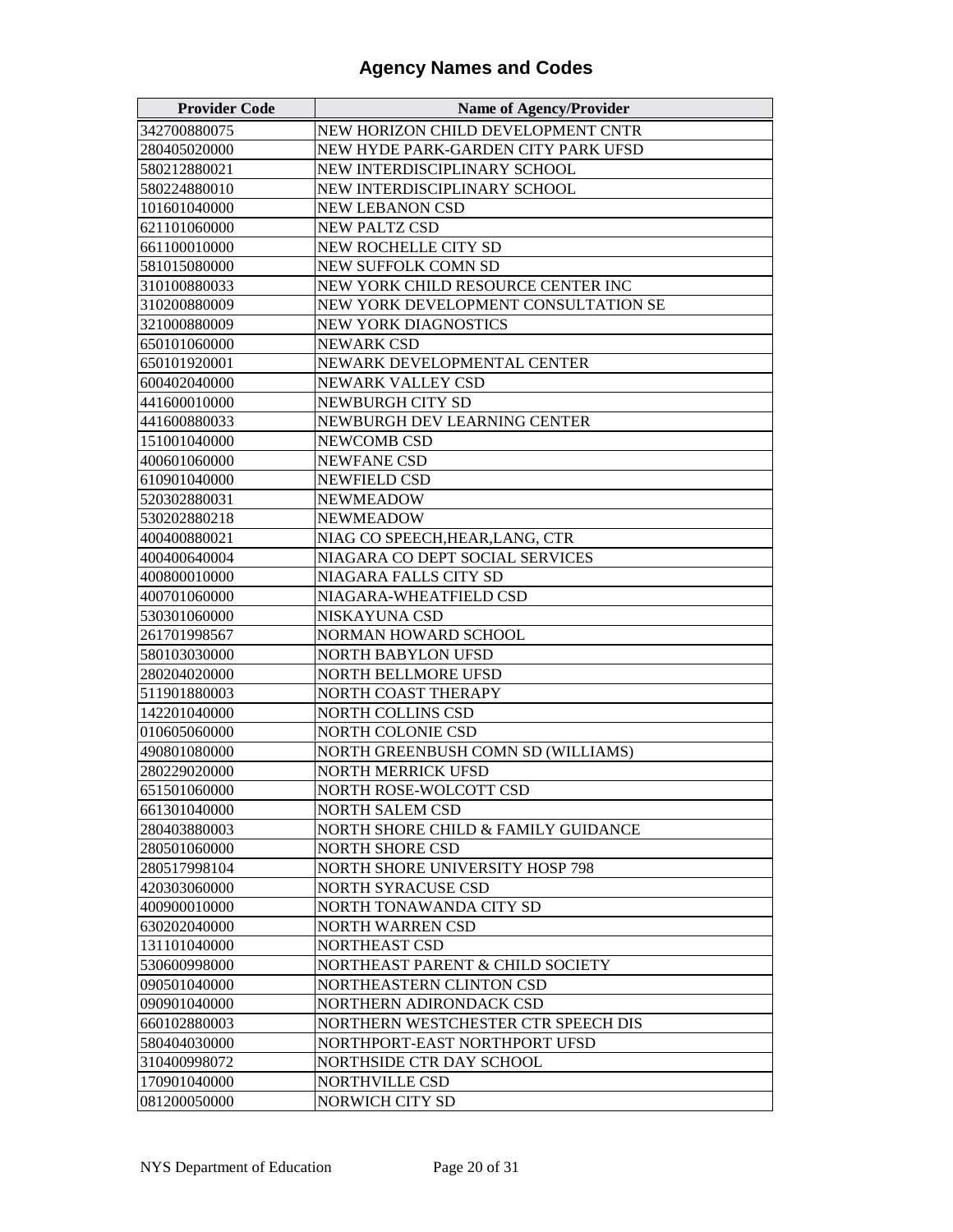# Agency Names and Codes

| Provider Code | Name of Agency/Provider |
|---|---|
| 342700880075 | NEW HORIZON CHILD DEVELOPMENT CNTR |
| 280405020000 | NEW HYDE PARK-GARDEN CITY PARK UFSD |
| 580212880021 | NEW INTERDISCIPLINARY SCHOOL |
| 580224880010 | NEW INTERDISCIPLINARY SCHOOL |
| 101601040000 | NEW LEBANON CSD |
| 621101060000 | NEW PALTZ CSD |
| 661100010000 | NEW ROCHELLE CITY SD |
| 581015080000 | NEW SUFFOLK COMN SD |
| 310100880033 | NEW YORK CHILD RESOURCE CENTER INC |
| 310200880009 | NEW YORK DEVELOPMENT CONSULTATION SE |
| 321000880009 | NEW YORK DIAGNOSTICS |
| 650101060000 | NEWARK CSD |
| 650101920001 | NEWARK DEVELOPMENTAL CENTER |
| 600402040000 | NEWARK VALLEY CSD |
| 441600010000 | NEWBURGH CITY SD |
| 441600880033 | NEWBURGH DEV LEARNING CENTER |
| 151001040000 | NEWCOMB CSD |
| 400601060000 | NEWFANE CSD |
| 610901040000 | NEWFIELD CSD |
| 520302880031 | NEWMEADOW |
| 530202880218 | NEWMEADOW |
| 400400880021 | NIAG CO SPEECH,HEAR,LANG, CTR |
| 400400640004 | NIAGARA CO DEPT SOCIAL SERVICES |
| 400800010000 | NIAGARA FALLS CITY SD |
| 400701060000 | NIAGARA-WHEATFIELD CSD |
| 530301060000 | NISKAYUNA CSD |
| 261701998567 | NORMAN HOWARD SCHOOL |
| 580103030000 | NORTH BABYLON UFSD |
| 280204020000 | NORTH BELLMORE UFSD |
| 511901880003 | NORTH COAST THERAPY |
| 142201040000 | NORTH COLLINS CSD |
| 010605060000 | NORTH COLONIE CSD |
| 490801080000 | NORTH GREENBUSH COMN SD (WILLIAMS) |
| 280229020000 | NORTH MERRICK UFSD |
| 651501060000 | NORTH ROSE-WOLCOTT CSD |
| 661301040000 | NORTH SALEM CSD |
| 280403880003 | NORTH SHORE CHILD & FAMILY GUIDANCE |
| 280501060000 | NORTH SHORE CSD |
| 280517998104 | NORTH SHORE UNIVERSITY HOSP 798 |
| 420303060000 | NORTH SYRACUSE CSD |
| 400900010000 | NORTH TONAWANDA CITY SD |
| 630202040000 | NORTH WARREN CSD |
| 131101040000 | NORTHEAST CSD |
| 530600998000 | NORTHEAST PARENT & CHILD SOCIETY |
| 090501040000 | NORTHEASTERN CLINTON CSD |
| 090901040000 | NORTHERN ADIRONDACK CSD |
| 660102880003 | NORTHERN WESTCHESTER CTR SPEECH DIS |
| 580404030000 | NORTHPORT-EAST NORTHPORT UFSD |
| 310400998072 | NORTHSIDE CTR DAY SCHOOL |
| 170901040000 | NORTHVILLE CSD |
| 081200050000 | NORWICH CITY SD |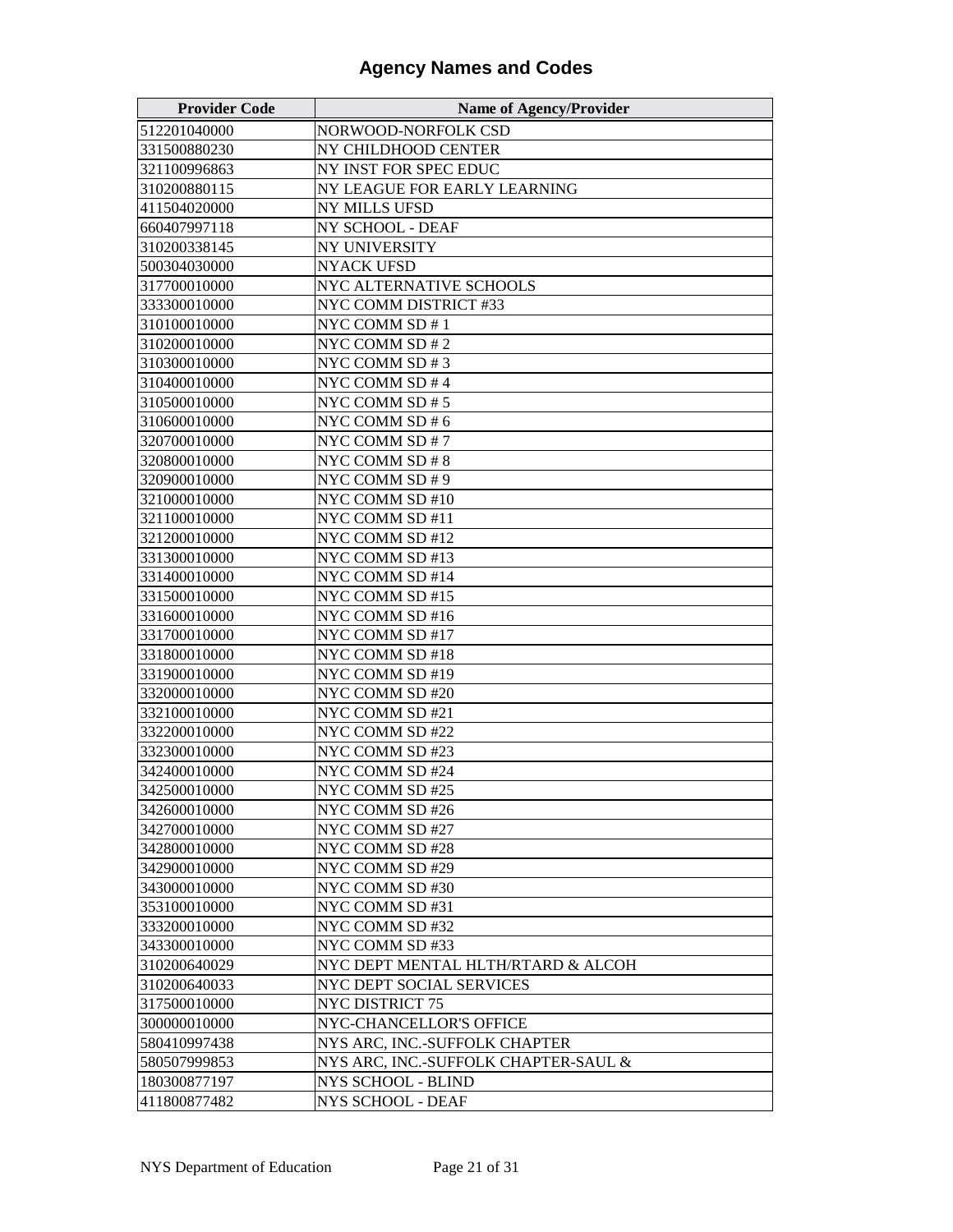# Agency Names and Codes

| Provider Code | Name of Agency/Provider |
|---|---|
| 512201040000 | NORWOOD-NORFOLK CSD |
| 331500880230 | NY CHILDHOOD CENTER |
| 321100996863 | NY INST FOR SPEC EDUC |
| 310200880115 | NY LEAGUE FOR EARLY LEARNING |
| 411504020000 | NY MILLS UFSD |
| 660407997118 | NY SCHOOL - DEAF |
| 310200338145 | NY UNIVERSITY |
| 500304030000 | NYACK UFSD |
| 317700010000 | NYC ALTERNATIVE SCHOOLS |
| 333300010000 | NYC COMM DISTRICT #33 |
| 310100010000 | NYC COMM SD # 1 |
| 310200010000 | NYC COMM SD # 2 |
| 310300010000 | NYC COMM SD # 3 |
| 310400010000 | NYC COMM SD # 4 |
| 310500010000 | NYC COMM SD # 5 |
| 310600010000 | NYC COMM SD # 6 |
| 320700010000 | NYC COMM SD # 7 |
| 320800010000 | NYC COMM SD # 8 |
| 320900010000 | NYC COMM SD # 9 |
| 321000010000 | NYC COMM SD #10 |
| 321100010000 | NYC COMM SD #11 |
| 321200010000 | NYC COMM SD #12 |
| 331300010000 | NYC COMM SD #13 |
| 331400010000 | NYC COMM SD #14 |
| 331500010000 | NYC COMM SD #15 |
| 331600010000 | NYC COMM SD #16 |
| 331700010000 | NYC COMM SD #17 |
| 331800010000 | NYC COMM SD #18 |
| 331900010000 | NYC COMM SD #19 |
| 332000010000 | NYC COMM SD #20 |
| 332100010000 | NYC COMM SD #21 |
| 332200010000 | NYC COMM SD #22 |
| 332300010000 | NYC COMM SD #23 |
| 342400010000 | NYC COMM SD #24 |
| 342500010000 | NYC COMM SD #25 |
| 342600010000 | NYC COMM SD #26 |
| 342700010000 | NYC COMM SD #27 |
| 342800010000 | NYC COMM SD #28 |
| 342900010000 | NYC COMM SD #29 |
| 343000010000 | NYC COMM SD #30 |
| 353100010000 | NYC COMM SD #31 |
| 333200010000 | NYC COMM SD #32 |
| 343300010000 | NYC COMM SD #33 |
| 310200640029 | NYC DEPT MENTAL HLTH/RTARD & ALCOH |
| 310200640033 | NYC DEPT SOCIAL SERVICES |
| 317500010000 | NYC DISTRICT 75 |
| 300000010000 | NYC-CHANCELLOR'S OFFICE |
| 580410997438 | NYS ARC, INC.-SUFFOLK CHAPTER |
| 580507999853 | NYS ARC, INC.-SUFFOLK CHAPTER-SAUL & |
| 180300877197 | NYS SCHOOL - BLIND |
| 411800877482 | NYS SCHOOL - DEAF |

NYS Department of Education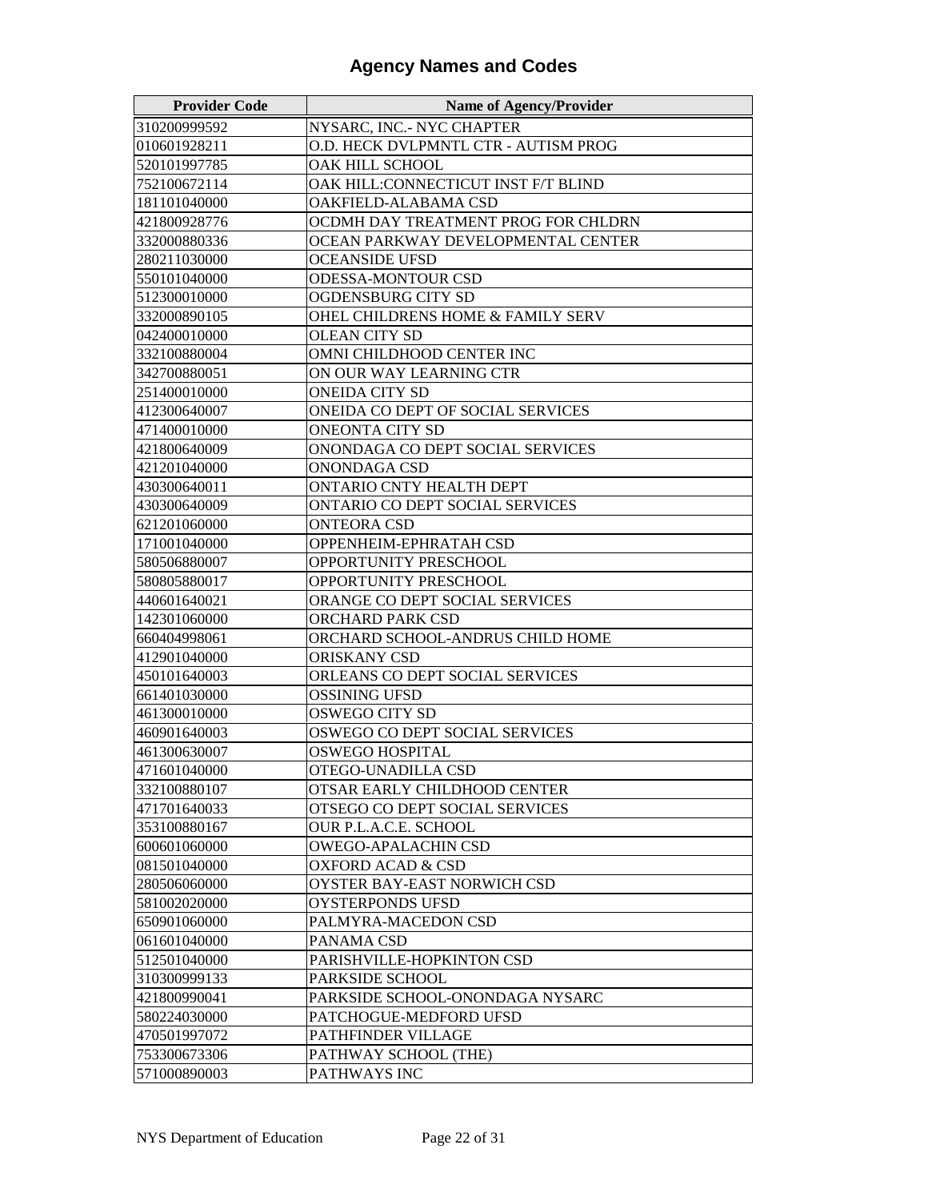# Agency Names and Codes

| Provider Code | Name of Agency/Provider |
|---|---|
| 310200999592 | NYSARC, INC.- NYC CHAPTER |
| 010601928211 | O.D. HECK DVLPMNTL CTR - AUTISM PROG |
| 520101997785 | OAK HILL SCHOOL |
| 752100672114 | OAK HILL:CONNECTICUT INST F/T BLIND |
| 181101040000 | OAKFIELD-ALABAMA CSD |
| 421800928776 | OCDMH DAY TREATMENT PROG FOR CHLDRN |
| 332000880336 | OCEAN PARKWAY DEVELOPMENTAL CENTER |
| 280211030000 | OCEANSIDE UFSD |
| 550101040000 | ODESSA-MONTOUR CSD |
| 512300010000 | OGDENSBURG CITY SD |
| 332000890105 | OHEL CHILDRENS HOME & FAMILY SERV |
| 042400010000 | OLEAN CITY SD |
| 332100880004 | OMNI CHILDHOOD CENTER INC |
| 342700880051 | ON OUR WAY LEARNING CTR |
| 251400010000 | ONEIDA CITY SD |
| 412300640007 | ONEIDA CO DEPT OF SOCIAL SERVICES |
| 471400010000 | ONEONTA CITY SD |
| 421800640009 | ONONDAGA CO DEPT SOCIAL SERVICES |
| 421201040000 | ONONDAGA CSD |
| 430300640011 | ONTARIO CNTY HEALTH DEPT |
| 430300640009 | ONTARIO CO DEPT SOCIAL SERVICES |
| 621201060000 | ONTEORA CSD |
| 171001040000 | OPPENHEIM-EPHRATAH CSD |
| 580506880007 | OPPORTUNITY PRESCHOOL |
| 580805880017 | OPPORTUNITY PRESCHOOL |
| 440601640021 | ORANGE CO DEPT SOCIAL SERVICES |
| 142301060000 | ORCHARD PARK CSD |
| 660404998061 | ORCHARD SCHOOL-ANDRUS CHILD HOME |
| 412901040000 | ORISKANY CSD |
| 450101640003 | ORLEANS CO DEPT SOCIAL SERVICES |
| 661401030000 | OSSINING UFSD |
| 461300010000 | OSWEGO CITY SD |
| 460901640003 | OSWEGO CO DEPT SOCIAL SERVICES |
| 461300630007 | OSWEGO HOSPITAL |
| 471601040000 | OTEGO-UNADILLA CSD |
| 332100880107 | OTSAR EARLY CHILDHOOD CENTER |
| 471701640033 | OTSEGO CO DEPT SOCIAL SERVICES |
| 353100880167 | OUR P.L.A.C.E. SCHOOL |
| 600601060000 | OWEGO-APALACHIN CSD |
| 081501040000 | OXFORD ACAD & CSD |
| 280506060000 | OYSTER BAY-EAST NORWICH CSD |
| 581002020000 | OYSTERPONDS UFSD |
| 650901060000 | PALMYRA-MACEDON CSD |
| 061601040000 | PANAMA CSD |
| 512501040000 | PARISHVILLE-HOPKINTON CSD |
| 310300999133 | PARKSIDE SCHOOL |
| 421800990041 | PARKSIDE SCHOOL-ONONDAGA NYSARC |
| 580224030000 | PATCHOGUE-MEDFORD UFSD |
| 470501997072 | PATHFINDER VILLAGE |
| 753300673306 | PATHWAY SCHOOL (THE) |
| 571000890003 | PATHWAYS INC |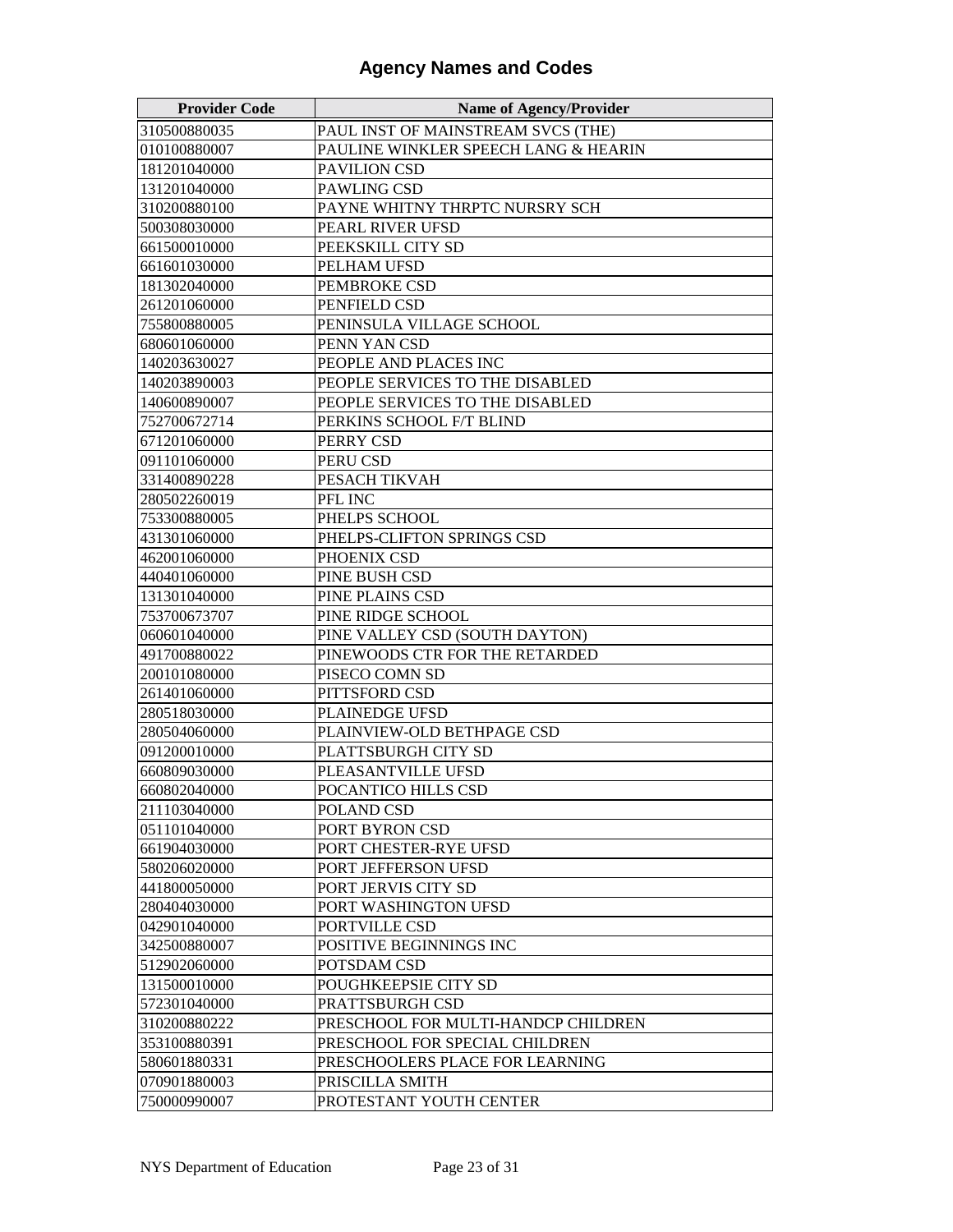# Agency Names and Codes

| Provider Code | Name of Agency/Provider |
|---|---|
| 310500880035 | PAUL INST OF MAINSTREAM SVCS (THE) |
| 010100880007 | PAULINE WINKLER SPEECH LANG & HEARIN |
| 181201040000 | PAVILION CSD |
| 131201040000 | PAWLING CSD |
| 310200880100 | PAYNE WHITNY THRPTC NURSRY SCH |
| 500308030000 | PEARL RIVER UFSD |
| 661500010000 | PEEKSKILL CITY SD |
| 661601030000 | PELHAM UFSD |
| 181302040000 | PEMBROKE CSD |
| 261201060000 | PENFIELD CSD |
| 755800880005 | PENINSULA VILLAGE SCHOOL |
| 680601060000 | PENN YAN CSD |
| 140203630027 | PEOPLE AND PLACES INC |
| 140203890003 | PEOPLE SERVICES TO THE DISABLED |
| 140600890007 | PEOPLE SERVICES TO THE DISABLED |
| 752700672714 | PERKINS SCHOOL F/T BLIND |
| 671201060000 | PERRY CSD |
| 091101060000 | PERU CSD |
| 331400890228 | PESACH TIKVAH |
| 280502260019 | PFL INC |
| 753300880005 | PHELPS SCHOOL |
| 431301060000 | PHELPS-CLIFTON SPRINGS CSD |
| 462001060000 | PHOENIX CSD |
| 440401060000 | PINE BUSH CSD |
| 131301040000 | PINE PLAINS CSD |
| 753700673707 | PINE RIDGE SCHOOL |
| 060601040000 | PINE VALLEY CSD (SOUTH DAYTON) |
| 491700880022 | PINEWOODS CTR FOR THE RETARDED |
| 200101080000 | PISECO COMN SD |
| 261401060000 | PITTSFORD CSD |
| 280518030000 | PLAINEDGE UFSD |
| 280504060000 | PLAINVIEW-OLD BETHPAGE CSD |
| 091200010000 | PLATTSBURGH CITY SD |
| 660809030000 | PLEASANTVILLE UFSD |
| 660802040000 | POCANTICO HILLS CSD |
| 211103040000 | POLAND CSD |
| 051101040000 | PORT BYRON CSD |
| 661904030000 | PORT CHESTER-RYE UFSD |
| 580206020000 | PORT JEFFERSON UFSD |
| 441800050000 | PORT JERVIS CITY SD |
| 280404030000 | PORT WASHINGTON UFSD |
| 042901040000 | PORTVILLE CSD |
| 342500880007 | POSITIVE BEGINNINGS INC |
| 512902060000 | POTSDAM CSD |
| 131500010000 | POUGHKEEPSIE CITY SD |
| 572301040000 | PRATTSBURGH CSD |
| 310200880222 | PRESCHOOL FOR MULTI-HANDCP CHILDREN |
| 353100880391 | PRESCHOOL FOR SPECIAL CHILDREN |
| 580601880331 | PRESCHOOLERS PLACE FOR LEARNING |
| 070901880003 | PRISCILLA SMITH |
| 750000990007 | PROTESTANT YOUTH CENTER |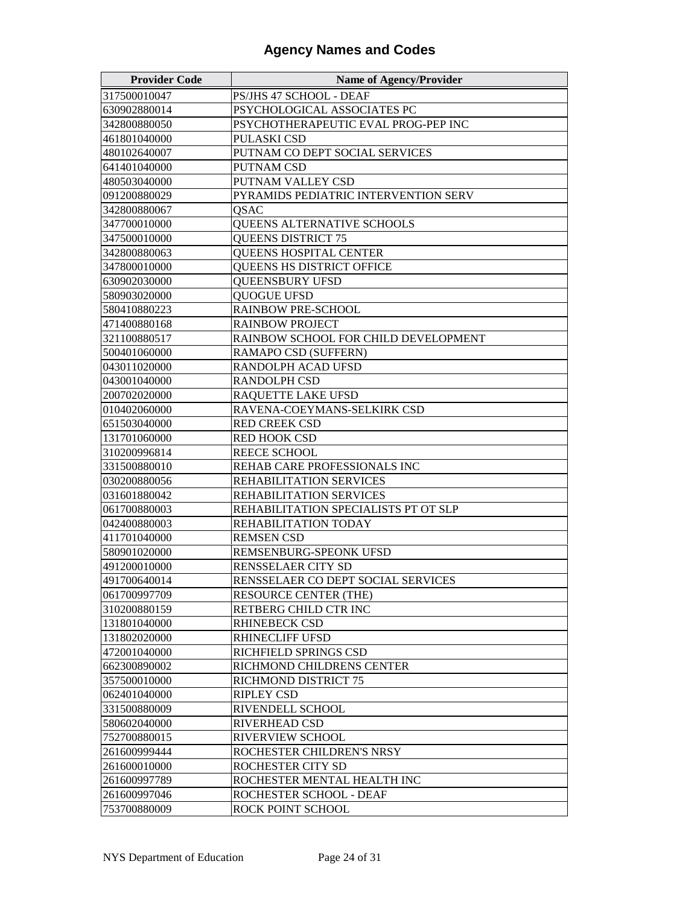# Agency Names and Codes

| Provider Code | Name of Agency/Provider |
|---|---|
| 317500010047 | PS/JHS 47 SCHOOL - DEAF |
| 630902880014 | PSYCHOLOGICAL ASSOCIATES PC |
| 342800880050 | PSYCHOTHERAPEUTIC EVAL PROG-PEP INC |
| 461801040000 | PULASKI CSD |
| 480102640007 | PUTNAM CO DEPT SOCIAL SERVICES |
| 641401040000 | PUTNAM CSD |
| 480503040000 | PUTNAM VALLEY CSD |
| 091200880029 | PYRAMIDS PEDIATRIC INTERVENTION SERV |
| 342800880067 | QSAC |
| 347700010000 | QUEENS ALTERNATIVE SCHOOLS |
| 347500010000 | QUEENS DISTRICT 75 |
| 342800880063 | QUEENS HOSPITAL CENTER |
| 347800010000 | QUEENS HS DISTRICT OFFICE |
| 630902030000 | QUEENSBURY UFSD |
| 580903020000 | QUOGUE UFSD |
| 580410880223 | RAINBOW PRE-SCHOOL |
| 471400880168 | RAINBOW PROJECT |
| 321100880517 | RAINBOW SCHOOL FOR CHILD DEVELOPMENT |
| 500401060000 | RAMAPO CSD (SUFFERN) |
| 043011020000 | RANDOLPH ACAD UFSD |
| 043001040000 | RANDOLPH CSD |
| 200702020000 | RAQUETTE LAKE UFSD |
| 010402060000 | RAVENA-COEYMANS-SELKIRK CSD |
| 651503040000 | RED CREEK CSD |
| 131701060000 | RED HOOK CSD |
| 310200996814 | REECE SCHOOL |
| 331500880010 | REHAB CARE PROFESSIONALS INC |
| 030200880056 | REHABILITATION SERVICES |
| 031601880042 | REHABILITATION SERVICES |
| 061700880003 | REHABILITATION SPECIALISTS PT OT SLP |
| 042400880003 | REHABILITATION TODAY |
| 411701040000 | REMSEN CSD |
| 580901020000 | REMSENBURG-SPEONK UFSD |
| 491200010000 | RENSSELAER CITY SD |
| 491700640014 | RENSSELAER CO DEPT SOCIAL SERVICES |
| 061700997709 | RESOURCE CENTER (THE) |
| 310200880159 | RETBERG CHILD CTR INC |
| 131801040000 | RHINEBECK CSD |
| 131802020000 | RHINECLIFF UFSD |
| 472001040000 | RICHFIELD SPRINGS CSD |
| 662300890002 | RICHMOND CHILDRENS CENTER |
| 357500010000 | RICHMOND DISTRICT 75 |
| 062401040000 | RIPLEY CSD |
| 331500880009 | RIVENDELL SCHOOL |
| 580602040000 | RIVERHEAD CSD |
| 752700880015 | RIVERVIEW SCHOOL |
| 261600999444 | ROCHESTER CHILDREN'S NRSY |
| 261600010000 | ROCHESTER CITY SD |
| 261600997789 | ROCHESTER MENTAL HEALTH INC |
| 261600997046 | ROCHESTER SCHOOL - DEAF |
| 753700880009 | ROCK POINT SCHOOL |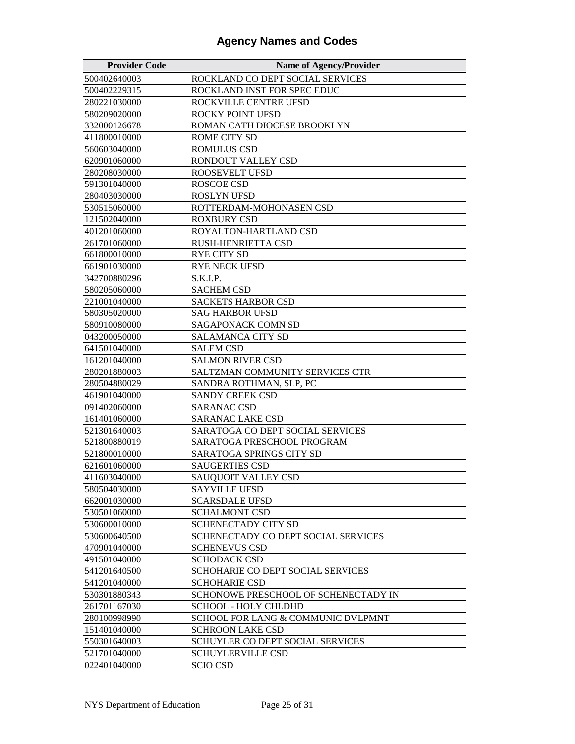# Agency Names and Codes

| Provider Code | Name of Agency/Provider |
|---|---|
| 500402640003 | ROCKLAND CO DEPT SOCIAL SERVICES |
| 500402229315 | ROCKLAND INST FOR SPEC EDUC |
| 280221030000 | ROCKVILLE CENTRE UFSD |
| 580209020000 | ROCKY POINT UFSD |
| 332000126678 | ROMAN CATH DIOCESE BROOKLYN |
| 411800010000 | ROME CITY SD |
| 560603040000 | ROMULUS CSD |
| 620901060000 | RONDOUT VALLEY CSD |
| 280208030000 | ROOSEVELT UFSD |
| 591301040000 | ROSCOE CSD |
| 280403030000 | ROSLYN UFSD |
| 530515060000 | ROTTERDAM-MOHONASEN CSD |
| 121502040000 | ROXBURY CSD |
| 401201060000 | ROYALTON-HARTLAND CSD |
| 261701060000 | RUSH-HENRIETTA CSD |
| 661800010000 | RYE CITY SD |
| 661901030000 | RYE NECK UFSD |
| 342700880296 | S.K.I.P. |
| 580205060000 | SACHEM CSD |
| 221001040000 | SACKETS HARBOR CSD |
| 580305020000 | SAG HARBOR UFSD |
| 580910080000 | SAGAPONACK COMN SD |
| 043200050000 | SALAMANCA CITY SD |
| 641501040000 | SALEM CSD |
| 161201040000 | SALMON RIVER CSD |
| 280201880003 | SALTZMAN COMMUNITY SERVICES CTR |
| 280504880029 | SANDRA ROTHMAN, SLP, PC |
| 461901040000 | SANDY CREEK CSD |
| 091402060000 | SARANAC CSD |
| 161401060000 | SARANAC LAKE CSD |
| 521301640003 | SARATOGA CO DEPT SOCIAL SERVICES |
| 521800880019 | SARATOGA PRESCHOOL PROGRAM |
| 521800010000 | SARATOGA SPRINGS CITY SD |
| 621601060000 | SAUGERTIES CSD |
| 411603040000 | SAUQUOIT VALLEY CSD |
| 580504030000 | SAYVILLE UFSD |
| 662001030000 | SCARSDALE UFSD |
| 530501060000 | SCHALMONT CSD |
| 530600010000 | SCHENECTADY CITY SD |
| 530600640500 | SCHENECTADY CO DEPT SOCIAL SERVICES |
| 470901040000 | SCHENEVUS CSD |
| 491501040000 | SCHODACK CSD |
| 541201640500 | SCHOHARIE CO DEPT SOCIAL SERVICES |
| 541201040000 | SCHOHARIE CSD |
| 530301880343 | SCHONOWE PRESCHOOL OF SCHENECTADY IN |
| 261701167030 | SCHOOL - HOLY CHLDHD |
| 280100998990 | SCHOOL FOR LANG & COMMUNIC DVLPMNT |
| 151401040000 | SCHROON LAKE CSD |
| 550301640003 | SCHUYLER CO DEPT SOCIAL SERVICES |
| 521701040000 | SCHUYLERVILLE CSD |
| 022401040000 | SCIO CSD |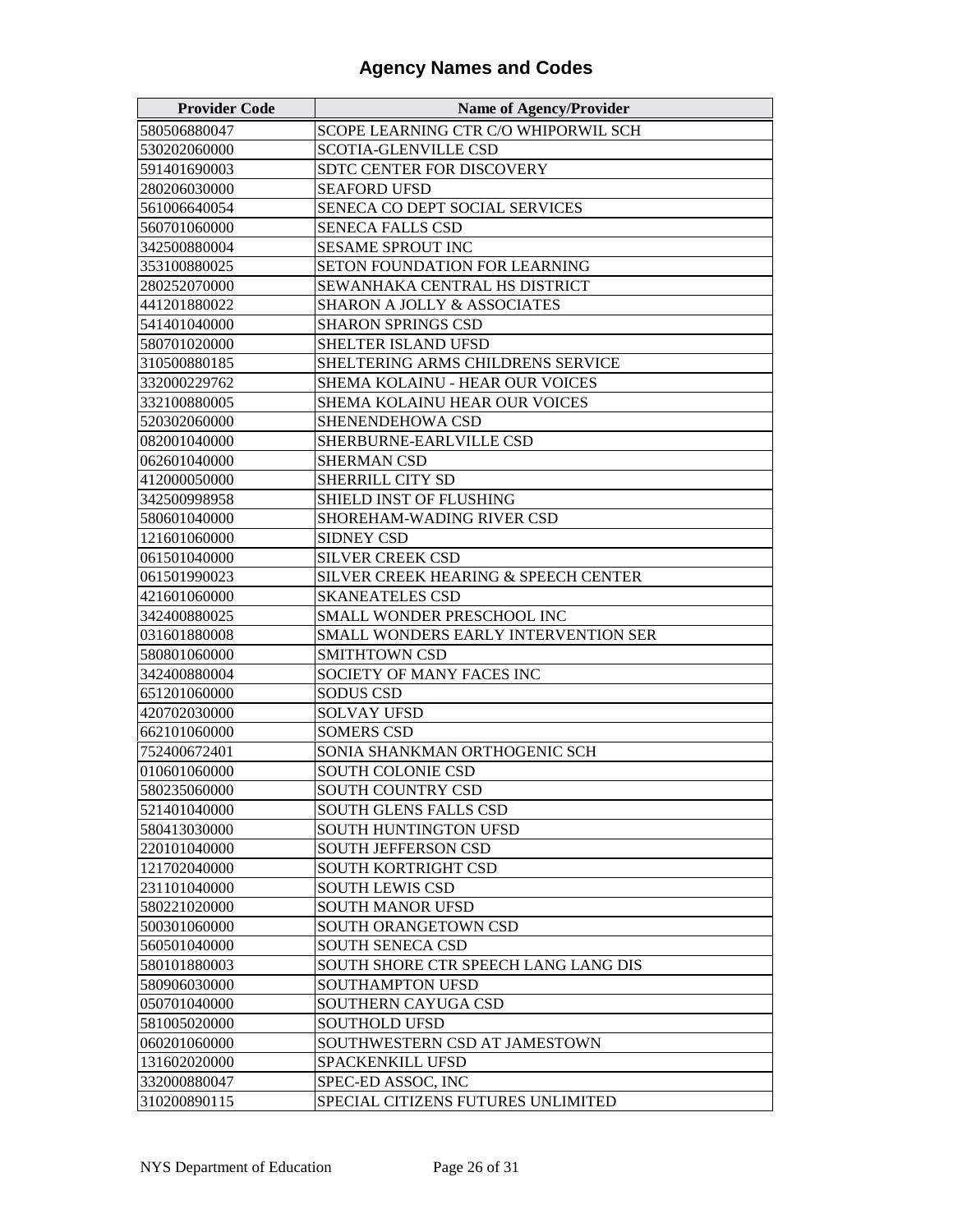# Agency Names and Codes

| Provider Code | Name of Agency/Provider |
|---|---|
| 580506880047 | SCOPE LEARNING CTR C/O WHIPORWIL SCH |
| 530202060000 | SCOTIA-GLENVILLE CSD |
| 591401690003 | SDTC CENTER FOR DISCOVERY |
| 280206030000 | SEAFORD UFSD |
| 561006640054 | SENECA CO DEPT SOCIAL SERVICES |
| 560701060000 | SENECA FALLS CSD |
| 342500880004 | SESAME SPROUT INC |
| 353100880025 | SETON FOUNDATION FOR LEARNING |
| 280252070000 | SEWANHAKA CENTRAL HS DISTRICT |
| 441201880022 | SHARON A JOLLY & ASSOCIATES |
| 541401040000 | SHARON SPRINGS CSD |
| 580701020000 | SHELTER ISLAND UFSD |
| 310500880185 | SHELTERING ARMS CHILDRENS SERVICE |
| 332000229762 | SHEMA KOLAINU - HEAR OUR VOICES |
| 332100880005 | SHEMA KOLAINU HEAR OUR VOICES |
| 520302060000 | SHENENDEHOWA CSD |
| 082001040000 | SHERBURNE-EARLVILLE CSD |
| 062601040000 | SHERMAN CSD |
| 412000050000 | SHERRILL CITY SD |
| 342500998958 | SHIELD INST OF FLUSHING |
| 580601040000 | SHOREHAM-WADING RIVER CSD |
| 121601060000 | SIDNEY CSD |
| 061501040000 | SILVER CREEK CSD |
| 061501990023 | SILVER CREEK HEARING & SPEECH CENTER |
| 421601060000 | SKANEATELES CSD |
| 342400880025 | SMALL WONDER PRESCHOOL INC |
| 031601880008 | SMALL WONDERS EARLY INTERVENTION SER |
| 580801060000 | SMITHTOWN CSD |
| 342400880004 | SOCIETY OF MANY FACES INC |
| 651201060000 | SODUS CSD |
| 420702030000 | SOLVAY UFSD |
| 662101060000 | SOMERS CSD |
| 752400672401 | SONIA SHANKMAN ORTHOGENIC SCH |
| 010601060000 | SOUTH COLONIE CSD |
| 580235060000 | SOUTH COUNTRY CSD |
| 521401040000 | SOUTH GLENS FALLS CSD |
| 580413030000 | SOUTH HUNTINGTON UFSD |
| 220101040000 | SOUTH JEFFERSON CSD |
| 121702040000 | SOUTH KORTRIGHT CSD |
| 231101040000 | SOUTH LEWIS CSD |
| 580221020000 | SOUTH MANOR UFSD |
| 500301060000 | SOUTH ORANGETOWN CSD |
| 560501040000 | SOUTH SENECA CSD |
| 580101880003 | SOUTH SHORE CTR SPEECH LANG LANG DIS |
| 580906030000 | SOUTHAMPTON UFSD |
| 050701040000 | SOUTHERN CAYUGA CSD |
| 581005020000 | SOUTHOLD UFSD |
| 060201060000 | SOUTHWESTERN CSD AT JAMESTOWN |
| 131602020000 | SPACKENKILL UFSD |
| 332000880047 | SPEC-ED ASSOC, INC |
| 310200890115 | SPECIAL CITIZENS FUTURES UNLIMITED |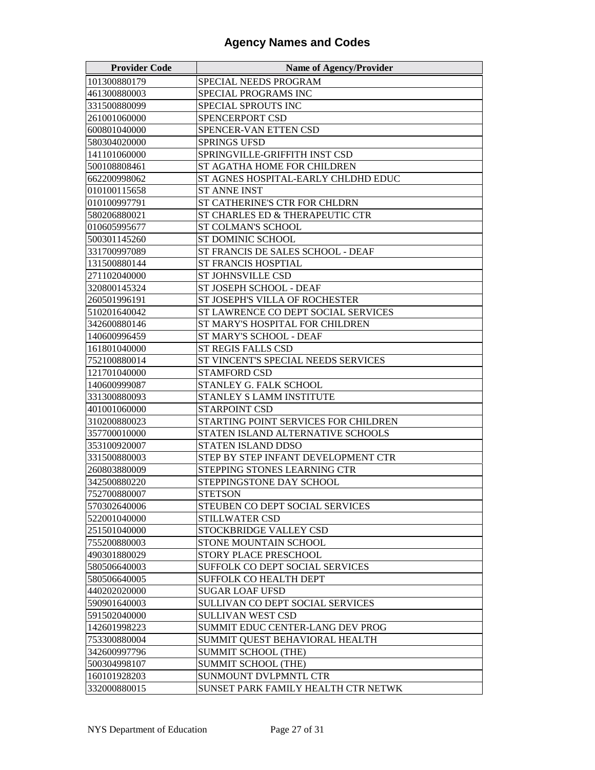# Agency Names and Codes

| Provider Code | Name of Agency/Provider |
|---|---|
| 101300880179 | SPECIAL NEEDS PROGRAM |
| 461300880003 | SPECIAL PROGRAMS INC |
| 331500880099 | SPECIAL SPROUTS INC |
| 261001060000 | SPENCERPORT CSD |
| 600801040000 | SPENCER-VAN ETTEN CSD |
| 580304020000 | SPRINGS UFSD |
| 141101060000 | SPRINGVILLE-GRIFFITH INST CSD |
| 500108808461 | ST AGATHA HOME FOR CHILDREN |
| 662200998062 | ST AGNES HOSPITAL-EARLY CHLDHD EDUC |
| 010100115658 | ST ANNE INST |
| 010100997791 | ST CATHERINE'S CTR FOR CHLDRN |
| 580206880021 | ST CHARLES ED & THERAPEUTIC CTR |
| 010605995677 | ST COLMAN'S SCHOOL |
| 500301145260 | ST DOMINIC SCHOOL |
| 331700997089 | ST FRANCIS DE SALES SCHOOL - DEAF |
| 131500880144 | ST FRANCIS HOSPTIAL |
| 271102040000 | ST JOHNSVILLE CSD |
| 320800145324 | ST JOSEPH SCHOOL - DEAF |
| 260501996191 | ST JOSEPH'S VILLA OF ROCHESTER |
| 510201640042 | ST LAWRENCE CO DEPT SOCIAL SERVICES |
| 342600880146 | ST MARY'S HOSPITAL FOR CHILDREN |
| 140600996459 | ST MARY'S SCHOOL - DEAF |
| 161801040000 | ST REGIS FALLS CSD |
| 752100880014 | ST VINCENT'S SPECIAL NEEDS SERVICES |
| 121701040000 | STAMFORD CSD |
| 140600999087 | STANLEY G. FALK SCHOOL |
| 331300880093 | STANLEY S LAMM INSTITUTE |
| 401001060000 | STARPOINT CSD |
| 310200880023 | STARTING POINT SERVICES FOR CHILDREN |
| 357700010000 | STATEN ISLAND ALTERNATIVE SCHOOLS |
| 353100920007 | STATEN ISLAND DDSO |
| 331500880003 | STEP BY STEP INFANT DEVELOPMENT CTR |
| 260803880009 | STEPPING STONES LEARNING CTR |
| 342500880220 | STEPPINGSTONE DAY SCHOOL |
| 752700880007 | STETSON |
| 570302640006 | STEUBEN CO DEPT SOCIAL SERVICES |
| 522001040000 | STILLWATER CSD |
| 251501040000 | STOCKBRIDGE VALLEY CSD |
| 755200880003 | STONE MOUNTAIN SCHOOL |
| 490301880029 | STORY PLACE PRESCHOOL |
| 580506640003 | SUFFOLK CO DEPT SOCIAL SERVICES |
| 580506640005 | SUFFOLK CO HEALTH DEPT |
| 440202020000 | SUGAR LOAF UFSD |
| 590901640003 | SULLIVAN CO DEPT SOCIAL SERVICES |
| 591502040000 | SULLIVAN WEST CSD |
| 142601998223 | SUMMIT EDUC CENTER-LANG DEV PROG |
| 753300880004 | SUMMIT QUEST BEHAVIORAL HEALTH |
| 342600997796 | SUMMIT SCHOOL (THE) |
| 500304998107 | SUMMIT SCHOOL (THE) |
| 160101928203 | SUNMOUNT DVLPMNTL CTR |
| 332000880015 | SUNSET PARK FAMILY HEALTH CTR NETWK |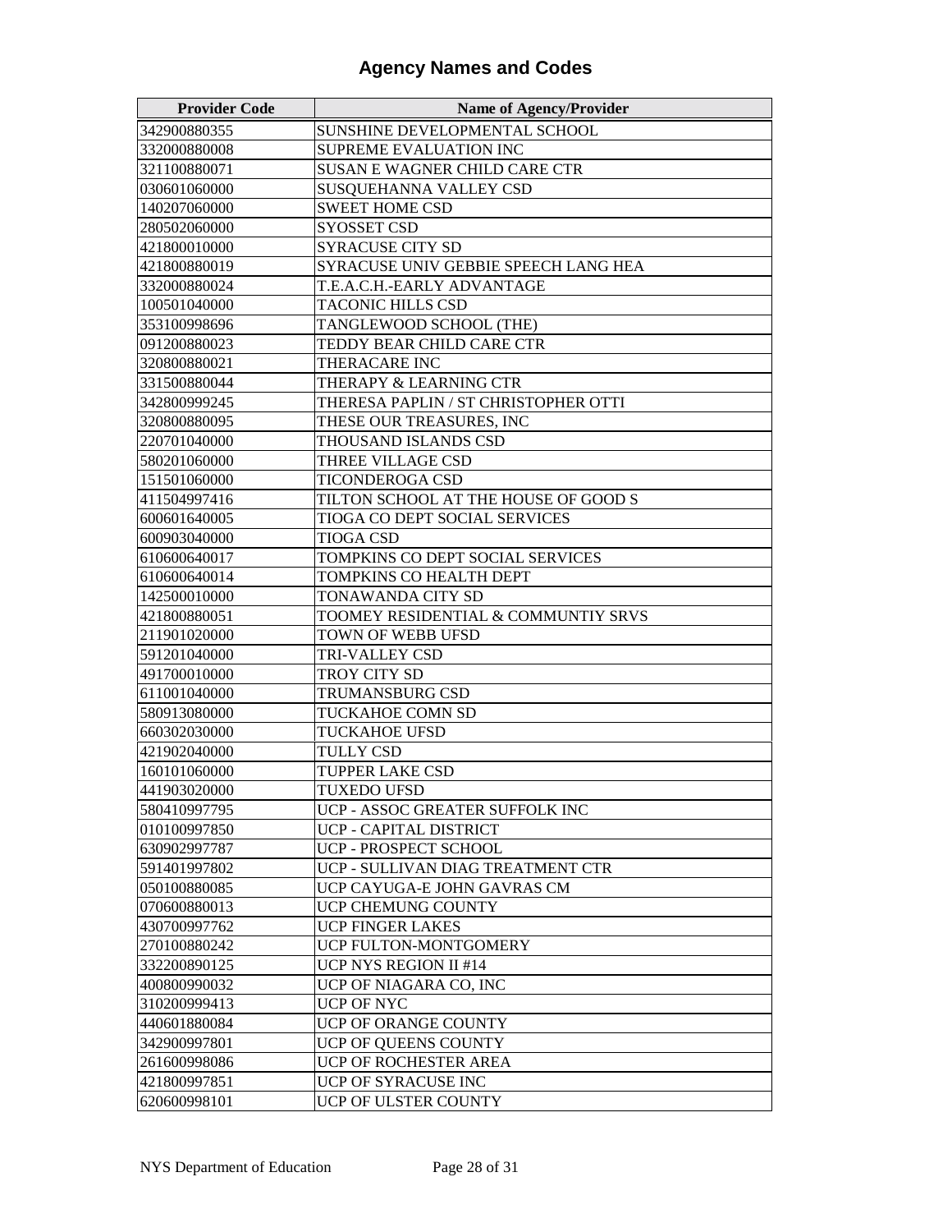## Agency Names and Codes

| Provider Code | Name of Agency/Provider |
|---|---|
| 342900880355 | SUNSHINE DEVELOPMENTAL SCHOOL |
| 332000880008 | SUPREME EVALUATION INC |
| 321100880071 | SUSAN E WAGNER CHILD CARE CTR |
| 030601060000 | SUSQUEHANNA VALLEY CSD |
| 140207060000 | SWEET HOME CSD |
| 280502060000 | SYOSSET CSD |
| 421800010000 | SYRACUSE CITY SD |
| 421800880019 | SYRACUSE UNIV GEBBIE SPEECH LANG HEA |
| 332000880024 | T.E.A.C.H.-EARLY ADVANTAGE |
| 100501040000 | TACONIC HILLS CSD |
| 353100998696 | TANGLEWOOD SCHOOL (THE) |
| 091200880023 | TEDDY BEAR CHILD CARE CTR |
| 320800880021 | THERACARE INC |
| 331500880044 | THERAPY & LEARNING CTR |
| 342800999245 | THERESA PAPLIN / ST CHRISTOPHER OTTI |
| 320800880095 | THESE OUR TREASURES, INC |
| 220701040000 | THOUSAND ISLANDS CSD |
| 580201060000 | THREE VILLAGE CSD |
| 151501060000 | TICONDEROGA CSD |
| 411504997416 | TILTON SCHOOL AT THE HOUSE OF GOOD S |
| 600601640005 | TIOGA CO DEPT SOCIAL SERVICES |
| 600903040000 | TIOGA CSD |
| 610600640017 | TOMPKINS CO DEPT SOCIAL SERVICES |
| 610600640014 | TOMPKINS CO HEALTH DEPT |
| 142500010000 | TONAWANDA CITY SD |
| 421800880051 | TOOMEY RESIDENTIAL & COMMUNTIY SRVS |
| 211901020000 | TOWN OF WEBB UFSD |
| 591201040000 | TRI-VALLEY CSD |
| 491700010000 | TROY CITY SD |
| 611001040000 | TRUMANSBURG CSD |
| 580913080000 | TUCKAHOE COMN SD |
| 660302030000 | TUCKAHOE UFSD |
| 421902040000 | TULLY CSD |
| 160101060000 | TUPPER LAKE CSD |
| 441903020000 | TUXEDO UFSD |
| 580410997795 | UCP - ASSOC GREATER SUFFOLK INC |
| 010100997850 | UCP - CAPITAL DISTRICT |
| 630902997787 | UCP - PROSPECT SCHOOL |
| 591401997802 | UCP - SULLIVAN DIAG TREATMENT CTR |
| 050100880085 | UCP CAYUGA-E JOHN GAVRAS CM |
| 070600880013 | UCP CHEMUNG COUNTY |
| 430700997762 | UCP FINGER LAKES |
| 270100880242 | UCP FULTON-MONTGOMERY |
| 332200890125 | UCP NYS REGION II #14 |
| 400800990032 | UCP OF NIAGARA CO, INC |
| 310200999413 | UCP OF NYC |
| 440601880084 | UCP OF ORANGE COUNTY |
| 342900997801 | UCP OF QUEENS COUNTY |
| 261600998086 | UCP OF ROCHESTER AREA |
| 421800997851 | UCP OF SYRACUSE INC |
| 620600998101 | UCP OF ULSTER COUNTY |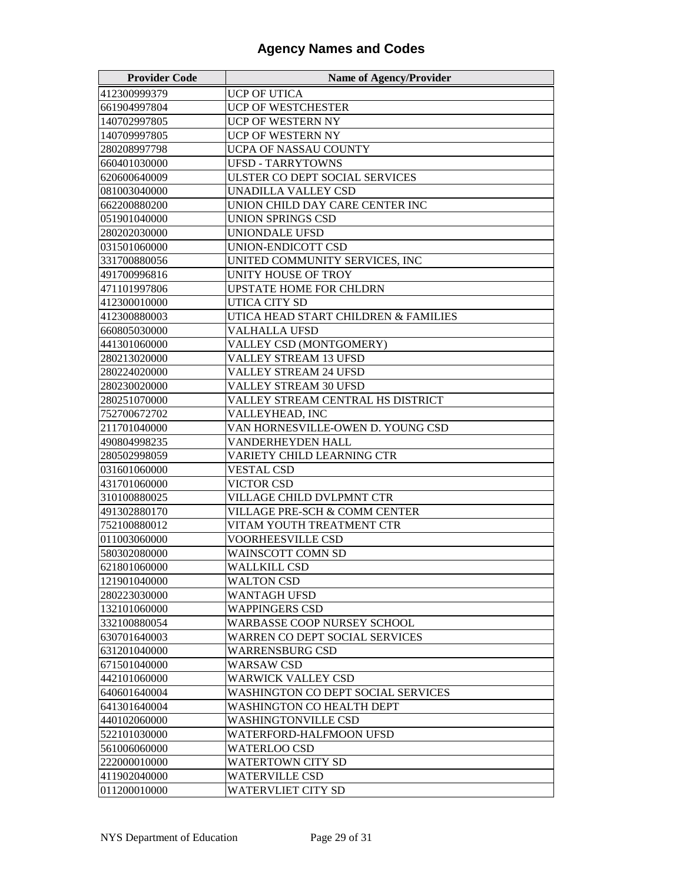# Agency Names and Codes

| Provider Code | Name of Agency/Provider |
|---|---|
| 412300999379 | UCP OF UTICA |
| 661904997804 | UCP OF WESTCHESTER |
| 140702997805 | UCP OF WESTERN NY |
| 140709997805 | UCP OF WESTERN NY |
| 280208997798 | UCPA OF NASSAU COUNTY |
| 660401030000 | UFSD - TARRYTOWNS |
| 620600640009 | ULSTER CO DEPT SOCIAL SERVICES |
| 081003040000 | UNADILLA VALLEY CSD |
| 662200880200 | UNION CHILD DAY CARE CENTER INC |
| 051901040000 | UNION SPRINGS CSD |
| 280202030000 | UNIONDALE UFSD |
| 031501060000 | UNION-ENDICOTT CSD |
| 331700880056 | UNITED COMMUNITY SERVICES, INC |
| 491700996816 | UNITY HOUSE OF TROY |
| 471101997806 | UPSTATE HOME FOR CHLDRN |
| 412300010000 | UTICA CITY SD |
| 412300880003 | UTICA HEAD START CHILDREN & FAMILIES |
| 660805030000 | VALHALLA UFSD |
| 441301060000 | VALLEY CSD (MONTGOMERY) |
| 280213020000 | VALLEY STREAM 13 UFSD |
| 280224020000 | VALLEY STREAM 24 UFSD |
| 280230020000 | VALLEY STREAM 30 UFSD |
| 280251070000 | VALLEY STREAM CENTRAL HS DISTRICT |
| 752700672702 | VALLEYHEAD, INC |
| 211701040000 | VAN HORNESVILLE-OWEN D. YOUNG CSD |
| 490804998235 | VANDERHEYDEN HALL |
| 280502998059 | VARIETY CHILD LEARNING CTR |
| 031601060000 | VESTAL CSD |
| 431701060000 | VICTOR CSD |
| 310100880025 | VILLAGE CHILD DVLPMNT CTR |
| 491302880170 | VILLAGE PRE-SCH & COMM CENTER |
| 752100880012 | VITAM YOUTH TREATMENT CTR |
| 011003060000 | VOORHEESVILLE CSD |
| 580302080000 | WAINSCOTT COMN SD |
| 621801060000 | WALLKILL CSD |
| 121901040000 | WALTON CSD |
| 280223030000 | WANTAGH UFSD |
| 132101060000 | WAPPINGERS CSD |
| 332100880054 | WARBASSE COOP NURSEY SCHOOL |
| 630701640003 | WARREN CO DEPT SOCIAL SERVICES |
| 631201040000 | WARRENSBURG CSD |
| 671501040000 | WARSAW CSD |
| 442101060000 | WARWICK VALLEY CSD |
| 640601640004 | WASHINGTON CO DEPT SOCIAL SERVICES |
| 641301640004 | WASHINGTON CO HEALTH DEPT |
| 440102060000 | WASHINGTONVILLE CSD |
| 522101030000 | WATERFORD-HALFMOON UFSD |
| 561006060000 | WATERLOO CSD |
| 222000010000 | WATERTOWN CITY SD |
| 411902040000 | WATERVILLE CSD |
| 011200010000 | WATERVLIET CITY SD |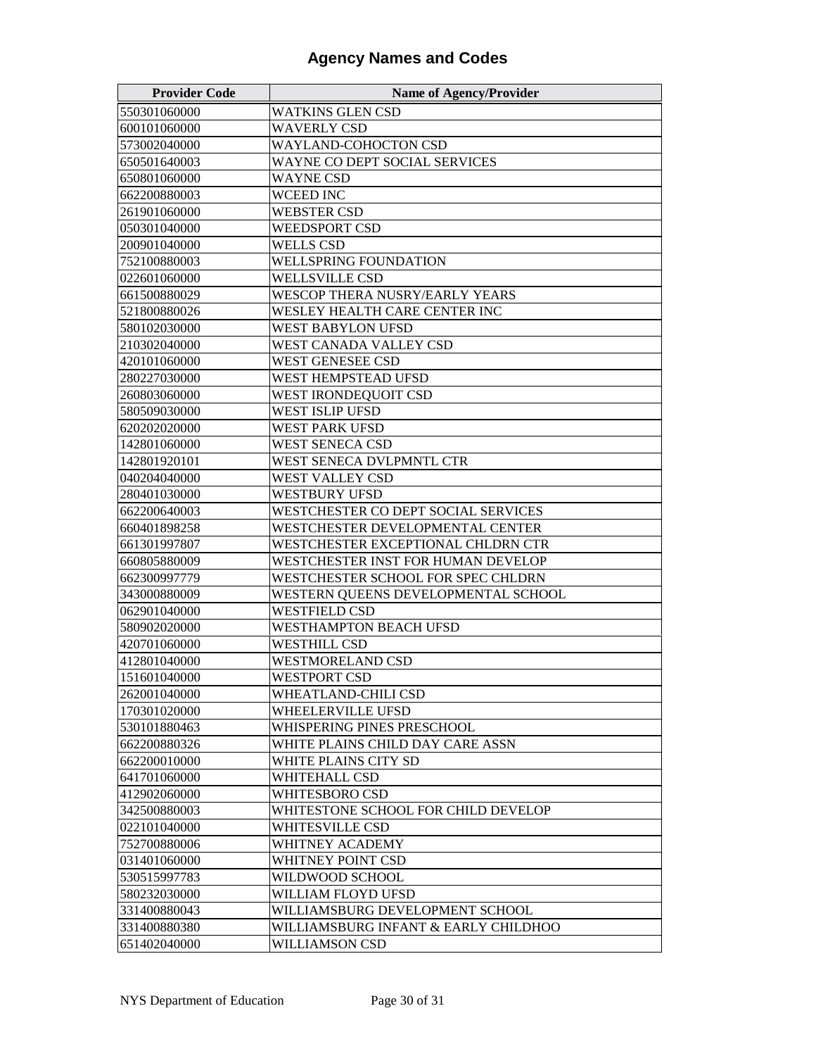## Agency Names and Codes

| Provider Code | Name of Agency/Provider |
|---|---|
| 550301060000 | WATKINS GLEN CSD |
| 600101060000 | WAVERLY CSD |
| 573002040000 | WAYLAND-COHOCTON CSD |
| 650501640003 | WAYNE CO DEPT SOCIAL SERVICES |
| 650801060000 | WAYNE CSD |
| 662200880003 | WCEED INC |
| 261901060000 | WEBSTER CSD |
| 050301040000 | WEEDSPORT CSD |
| 200901040000 | WELLS CSD |
| 752100880003 | WELLSPRING FOUNDATION |
| 022601060000 | WELLSVILLE CSD |
| 661500880029 | WESCOP THERA NUSRY/EARLY YEARS |
| 521800880026 | WESLEY HEALTH CARE CENTER INC |
| 580102030000 | WEST BABYLON UFSD |
| 210302040000 | WEST CANADA VALLEY CSD |
| 420101060000 | WEST GENESEE CSD |
| 280227030000 | WEST HEMPSTEAD UFSD |
| 260803060000 | WEST IRONDEQUOIT CSD |
| 580509030000 | WEST ISLIP UFSD |
| 620202020000 | WEST PARK UFSD |
| 142801060000 | WEST SENECA CSD |
| 142801920101 | WEST SENECA DVLPMNTL CTR |
| 040204040000 | WEST VALLEY CSD |
| 280401030000 | WESTBURY UFSD |
| 662200640003 | WESTCHESTER CO DEPT SOCIAL SERVICES |
| 660401898258 | WESTCHESTER DEVELOPMENTAL CENTER |
| 661301997807 | WESTCHESTER EXCEPTIONAL CHLDRN CTR |
| 660805880009 | WESTCHESTER INST FOR HUMAN DEVELOP |
| 662300997779 | WESTCHESTER SCHOOL FOR SPEC CHLDRN |
| 343000880009 | WESTERN QUEENS DEVELOPMENTAL SCHOOL |
| 062901040000 | WESTFIELD CSD |
| 580902020000 | WESTHAMPTON BEACH UFSD |
| 420701060000 | WESTHILL CSD |
| 412801040000 | WESTMORELAND CSD |
| 151601040000 | WESTPORT CSD |
| 262001040000 | WHEATLAND-CHILI CSD |
| 170301020000 | WHEELERVILLE UFSD |
| 530101880463 | WHISPERING PINES PRESCHOOL |
| 662200880326 | WHITE PLAINS CHILD DAY CARE ASSN |
| 662200010000 | WHITE PLAINS CITY SD |
| 641701060000 | WHITEHALL CSD |
| 412902060000 | WHITESBORO CSD |
| 342500880003 | WHITESTONE SCHOOL FOR CHILD DEVELOP |
| 022101040000 | WHITESVILLE CSD |
| 752700880006 | WHITNEY ACADEMY |
| 031401060000 | WHITNEY POINT CSD |
| 530515997783 | WILDWOOD SCHOOL |
| 580232030000 | WILLIAM FLOYD UFSD |
| 331400880043 | WILLIAMSBURG DEVELOPMENT SCHOOL |
| 331400880380 | WILLIAMSBURG INFANT & EARLY CHILDHOO |
| 651402040000 | WILLIAMSON CSD |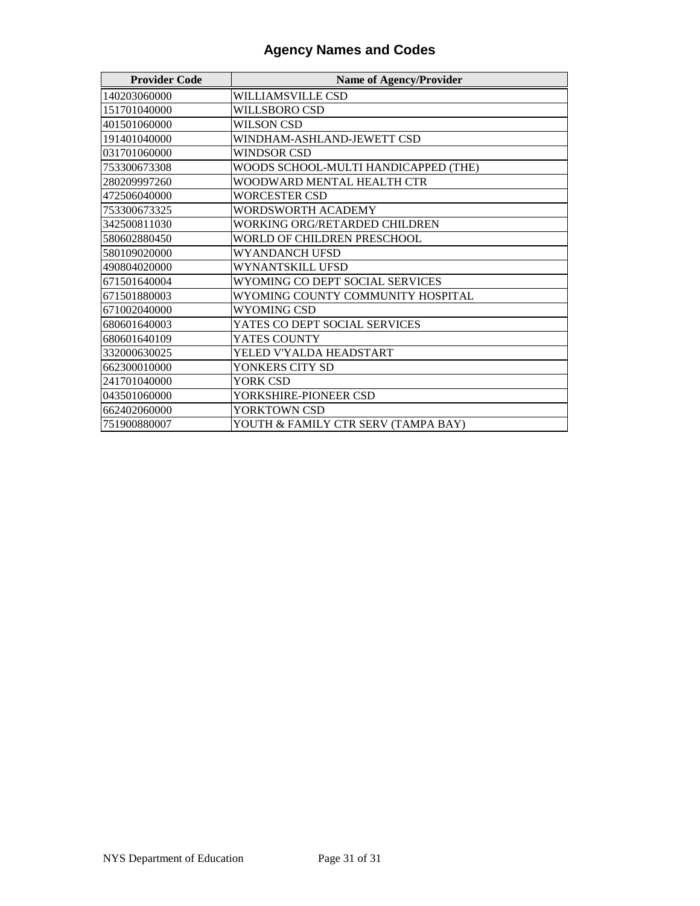## Agency Names and Codes

| Provider Code | Name of Agency/Provider |
|---|---|
| 140203060000 | WILLIAMSVILLE CSD |
| 151701040000 | WILLSBORO CSD |
| 401501060000 | WILSON CSD |
| 191401040000 | WINDHAM-ASHLAND-JEWETT CSD |
| 031701060000 | WINDSOR CSD |
| 753300673308 | WOODS SCHOOL-MULTI HANDICAPPED (THE) |
| 280209997260 | WOODWARD MENTAL HEALTH CTR |
| 472506040000 | WORCESTER CSD |
| 753300673325 | WORDSWORTH ACADEMY |
| 342500811030 | WORKING ORG/RETARDED CHILDREN |
| 580602880450 | WORLD OF CHILDREN PRESCHOOL |
| 580109020000 | WYANDANCH UFSD |
| 490804020000 | WYNANTSKILL UFSD |
| 671501640004 | WYOMING CO DEPT SOCIAL SERVICES |
| 671501880003 | WYOMING COUNTY COMMUNITY HOSPITAL |
| 671002040000 | WYOMING CSD |
| 680601640003 | YATES CO DEPT SOCIAL SERVICES |
| 680601640109 | YATES COUNTY |
| 332000630025 | YELED V'YALDA HEADSTART |
| 662300010000 | YONKERS CITY SD |
| 241701040000 | YORK CSD |
| 043501060000 | YORKSHIRE-PIONEER CSD |
| 662402060000 | YORKTOWN CSD |
| 751900880007 | YOUTH & FAMILY CTR SERV (TAMPA BAY) |